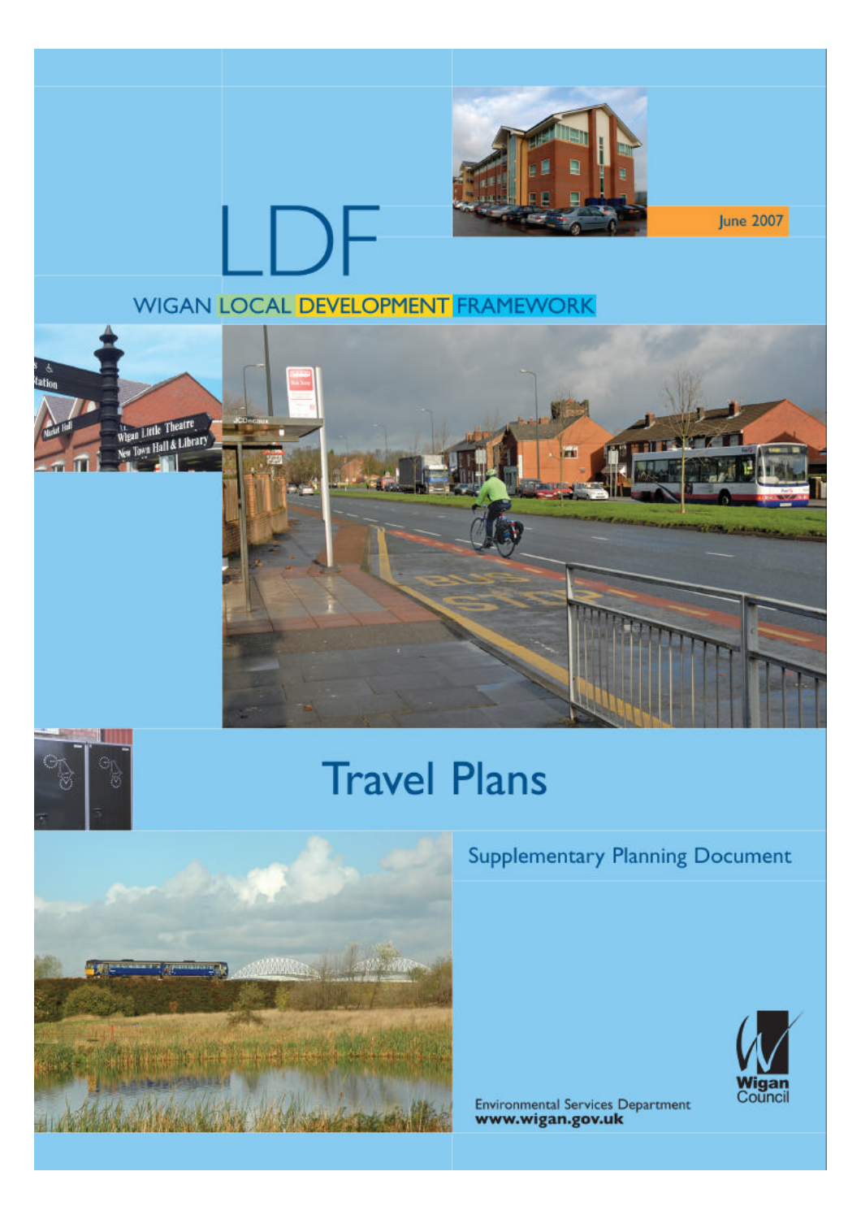June 2007

# LDF

WIGAN LOCAL DEVELOPMENT FRAMEWORK

# Travel Plans

## Supplementary Planning Document

Environmental Services Department
**www.wigan.gov.uk**

Wigan Council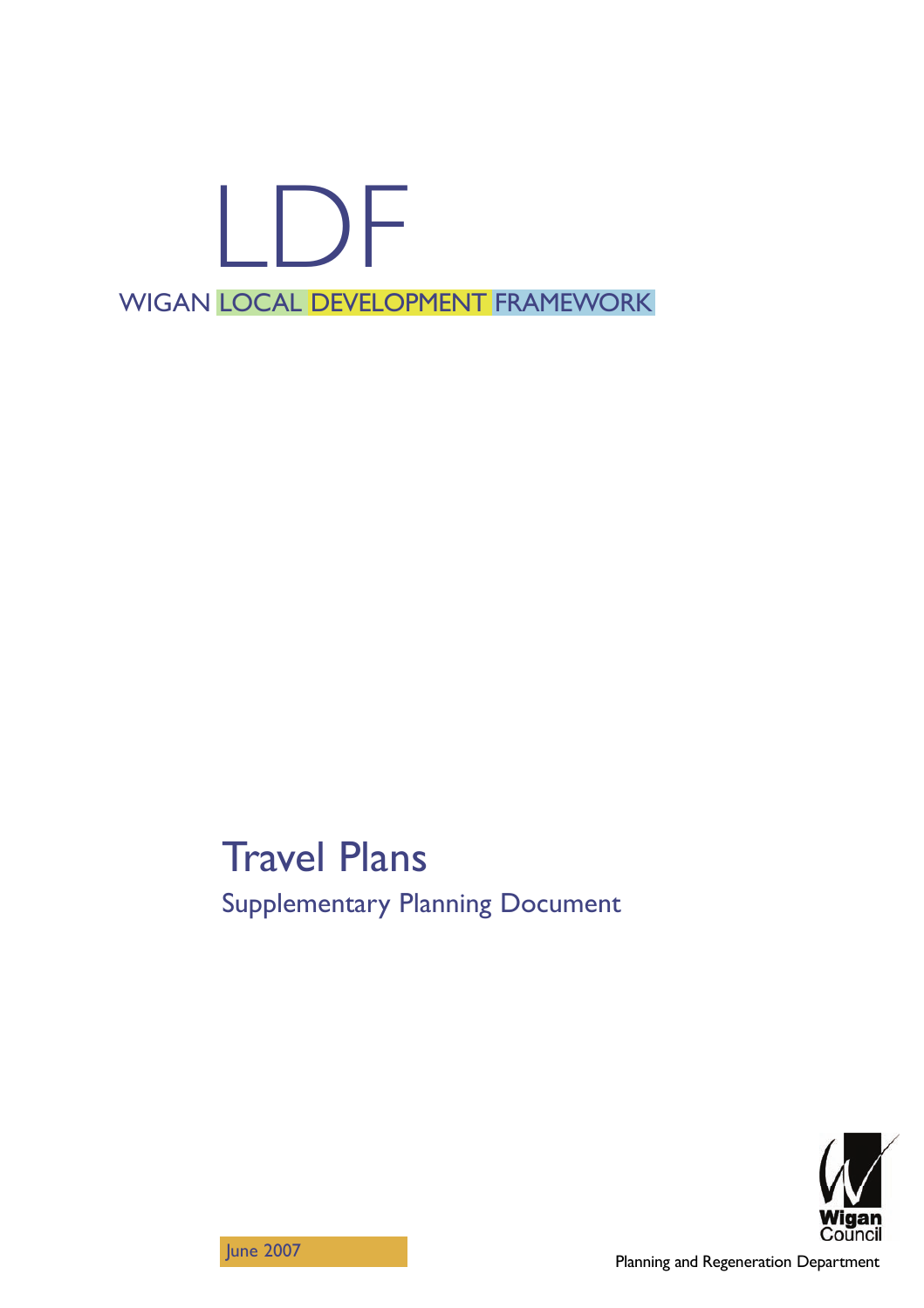# LDF

WIGAN LOCAL DEVELOPMENT FRAMEWORK

## Travel Plans

### Supplementary Planning Document

June 2007

Wigan Council

Planning and Regeneration Department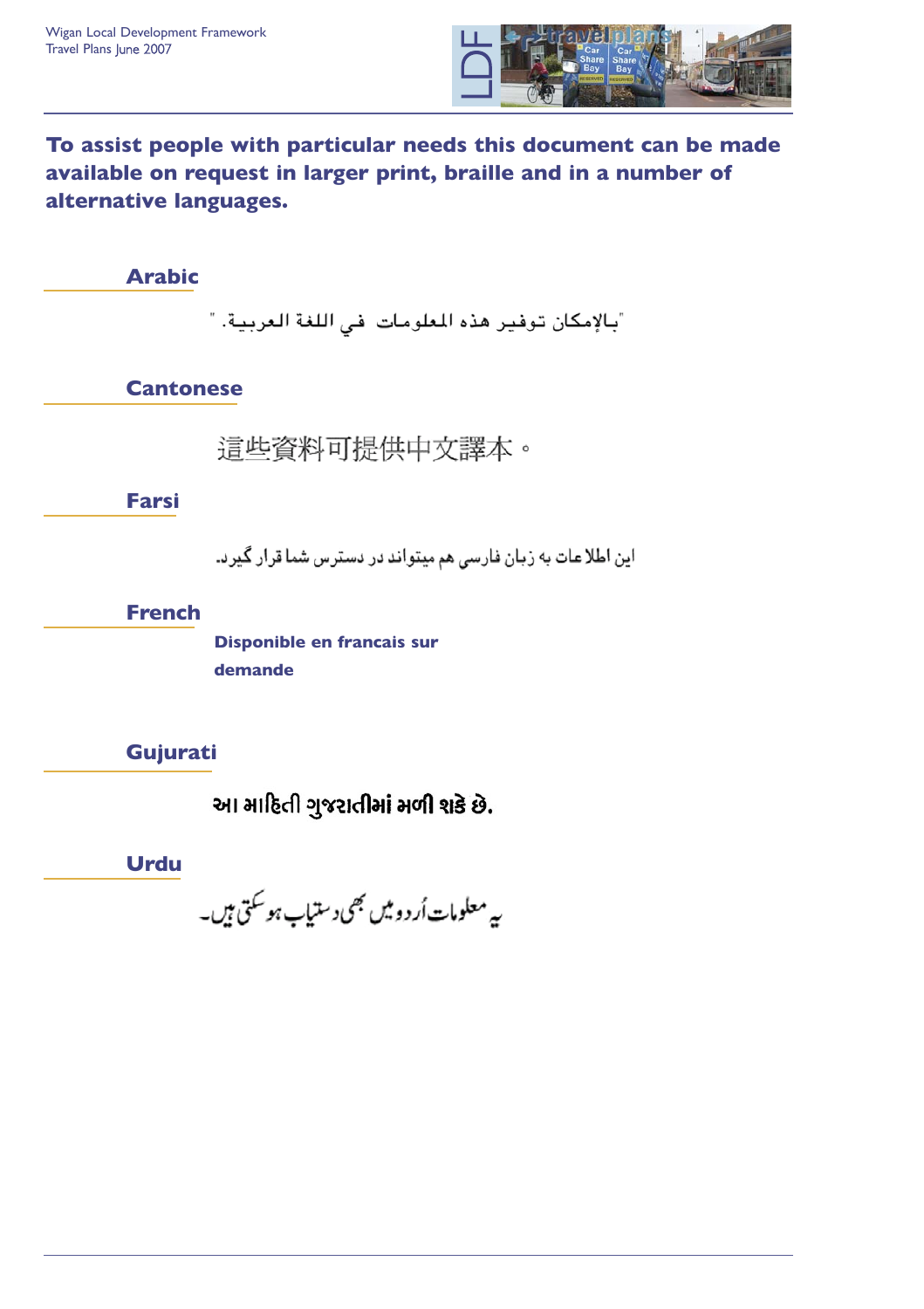**To assist people with particular needs this document can be made available on request in larger print, braille and in a number of alternative languages.**

### Arabic

"بالإمكان توفير هذه المعلومات في اللغة العربية."

### Cantonese

這些資料可提供中文譯本。

### Farsi

این اطلاعات به زبان فارسی هم میتواند در دسترس شما قرار گیرد.

### French

**Disponible en francais sur demande**

### Gujurati

**આ માહિતી ગુજરાતીમાં મળી શકે છે.**

### Urdu

یہ معلومات اُردو میں بھی دستیاب ہو سکتی ہیں۔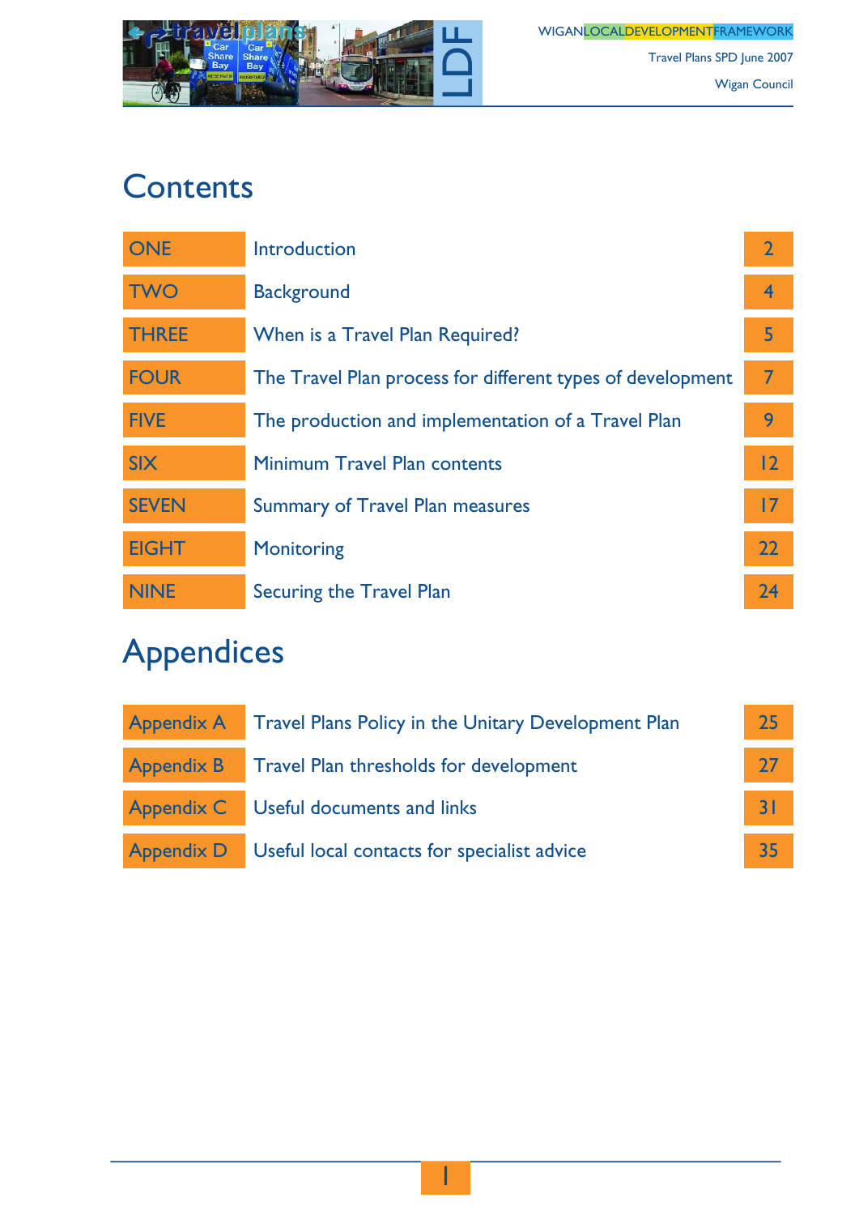# Contents

| | | |
|---|---|---|
| ONE | Introduction | 2 |
| TWO | Background | 4 |
| THREE | When is a Travel Plan Required? | 5 |
| FOUR | The Travel Plan process for different types of development | 7 |
| FIVE | The production and implementation of a Travel Plan | 9 |
| SIX | Minimum Travel Plan contents | 12 |
| SEVEN | Summary of Travel Plan measures | 17 |
| EIGHT | Monitoring | 22 |
| NINE | Securing the Travel Plan | 24 |

# Appendices

| | | |
|---|---|---|
| Appendix A | Travel Plans Policy in the Unitary Development Plan | 25 |
| Appendix B | Travel Plan thresholds for development | 27 |
| Appendix C | Useful documents and links | 31 |
| Appendix D | Useful local contacts for specialist advice | 35 |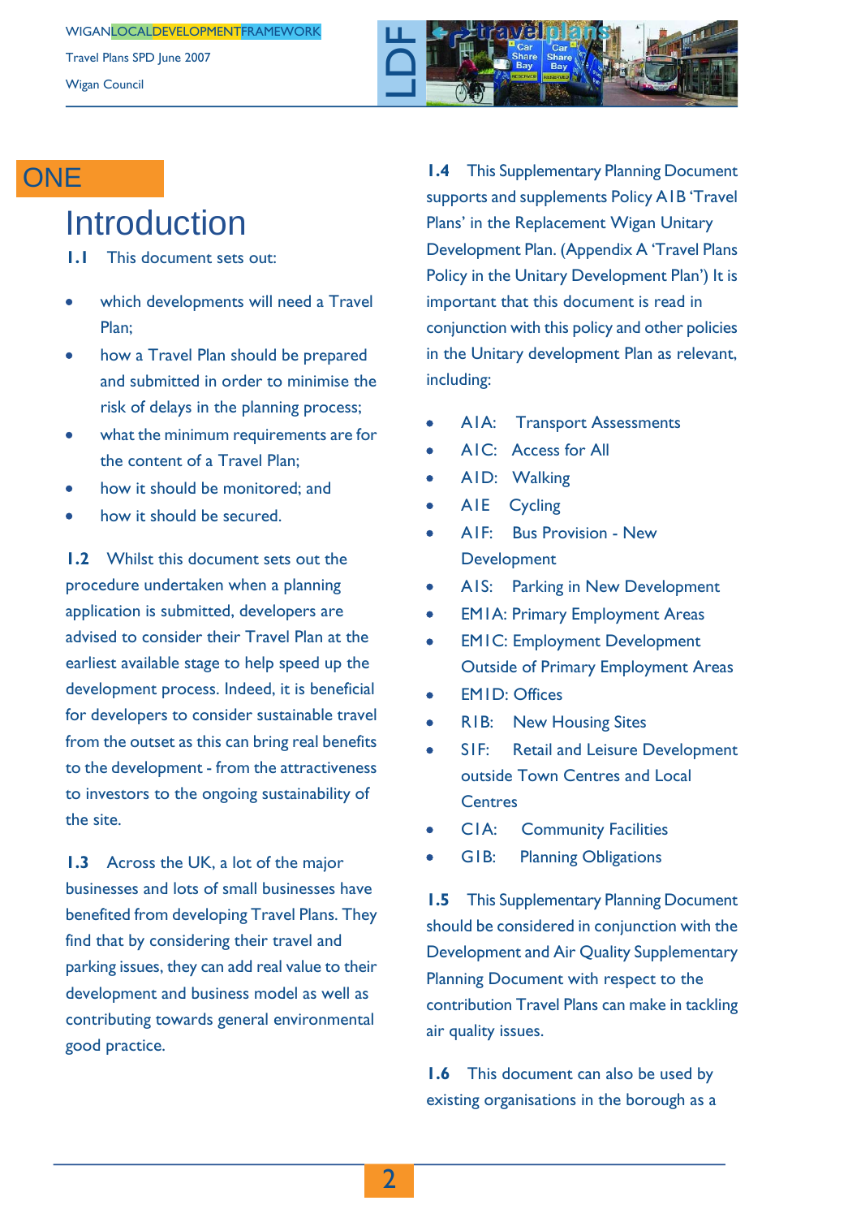# ONE

## Introduction

**1.1** This document sets out:

- which developments will need a Travel Plan;
- how a Travel Plan should be prepared and submitted in order to minimise the risk of delays in the planning process;
- what the minimum requirements are for the content of a Travel Plan;
- how it should be monitored; and
- how it should be secured.

**1.2** Whilst this document sets out the procedure undertaken when a planning application is submitted, developers are advised to consider their Travel Plan at the earliest available stage to help speed up the development process. Indeed, it is beneficial for developers to consider sustainable travel from the outset as this can bring real benefits to the development - from the attractiveness to investors to the ongoing sustainability of the site.

**1.3** Across the UK, a lot of the major businesses and lots of small businesses have benefited from developing Travel Plans. They find that by considering their travel and parking issues, they can add real value to their development and business model as well as contributing towards general environmental good practice.

**1.4** This Supplementary Planning Document supports and supplements Policy A1B 'Travel Plans' in the Replacement Wigan Unitary Development Plan. (Appendix A 'Travel Plans Policy in the Unitary Development Plan') It is important that this document is read in conjunction with this policy and other policies in the Unitary development Plan as relevant, including:

- A1A: Transport Assessments
- A1C: Access for All
- A1D: Walking
- A1E Cycling
- A1F: Bus Provision - New Development
- A1S: Parking in New Development
- EM1A: Primary Employment Areas
- EM1C: Employment Development Outside of Primary Employment Areas
- EM1D: Offices
- R1B: New Housing Sites
- S1F: Retail and Leisure Development outside Town Centres and Local Centres
- C1A: Community Facilities
- G1B: Planning Obligations

**1.5** This Supplementary Planning Document should be considered in conjunction with the Development and Air Quality Supplementary Planning Document with respect to the contribution Travel Plans can make in tackling air quality issues.

**1.6** This document can also be used by existing organisations in the borough as a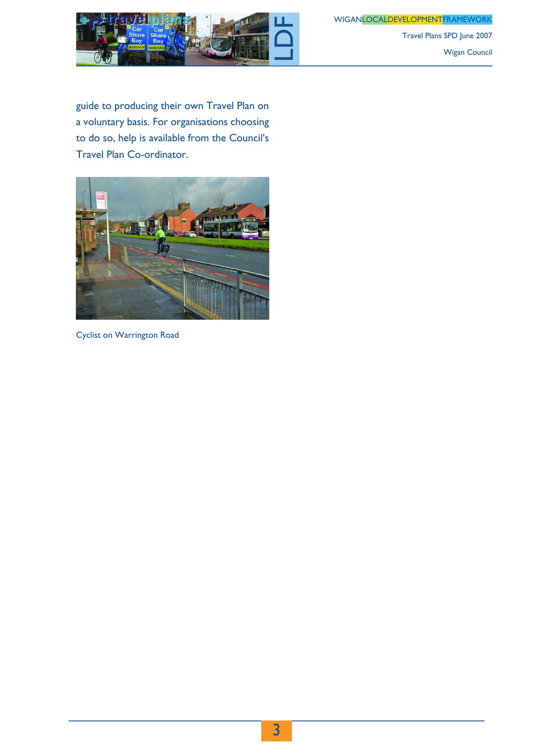guide to producing their own Travel Plan on a voluntary basis. For organisations choosing to do so, help is available from the Council's Travel Plan Co-ordinator.

Cyclist on Warrington Road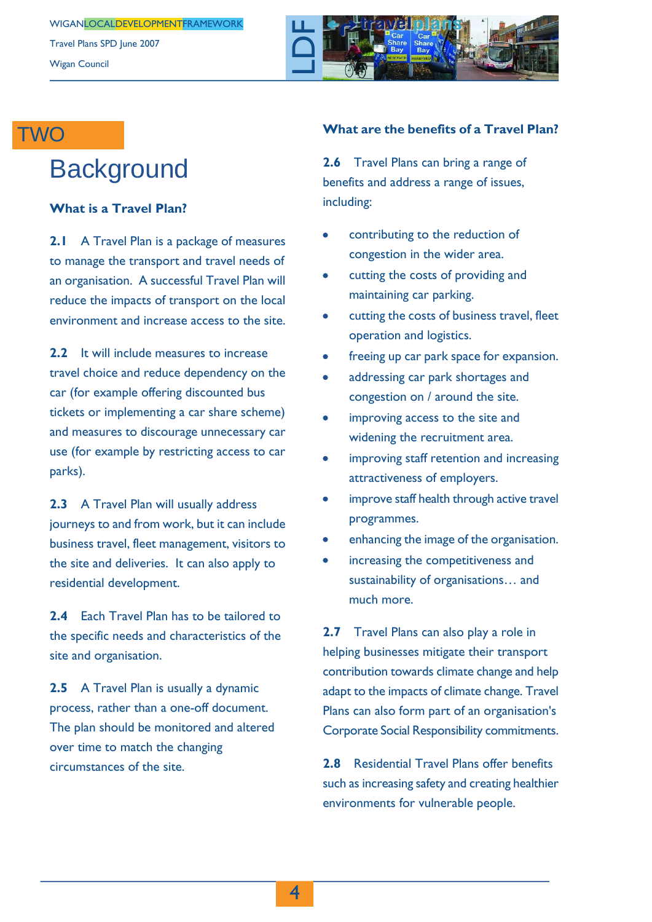# TWO

# Background

### What is a Travel Plan?

**2.1** A Travel Plan is a package of measures to manage the transport and travel needs of an organisation. A successful Travel Plan will reduce the impacts of transport on the local environment and increase access to the site.

**2.2** It will include measures to increase travel choice and reduce dependency on the car (for example offering discounted bus tickets or implementing a car share scheme) and measures to discourage unnecessary car use (for example by restricting access to car parks).

**2.3** A Travel Plan will usually address journeys to and from work, but it can include business travel, fleet management, visitors to the site and deliveries. It can also apply to residential development.

**2.4** Each Travel Plan has to be tailored to the specific needs and characteristics of the site and organisation.

**2.5** A Travel Plan is usually a dynamic process, rather than a one-off document. The plan should be monitored and altered over time to match the changing circumstances of the site.

### What are the benefits of a Travel Plan?

**2.6** Travel Plans can bring a range of benefits and address a range of issues, including:

- contributing to the reduction of congestion in the wider area.
- cutting the costs of providing and maintaining car parking.
- cutting the costs of business travel, fleet operation and logistics.
- freeing up car park space for expansion.
- addressing car park shortages and congestion on / around the site.
- improving access to the site and widening the recruitment area.
- improving staff retention and increasing attractiveness of employers.
- improve staff health through active travel programmes.
- enhancing the image of the organisation.
- increasing the competitiveness and sustainability of organisations… and much more.

**2.7** Travel Plans can also play a role in helping businesses mitigate their transport contribution towards climate change and help adapt to the impacts of climate change. Travel Plans can also form part of an organisation's Corporate Social Responsibility commitments.

**2.8** Residential Travel Plans offer benefits such as increasing safety and creating healthier environments for vulnerable people.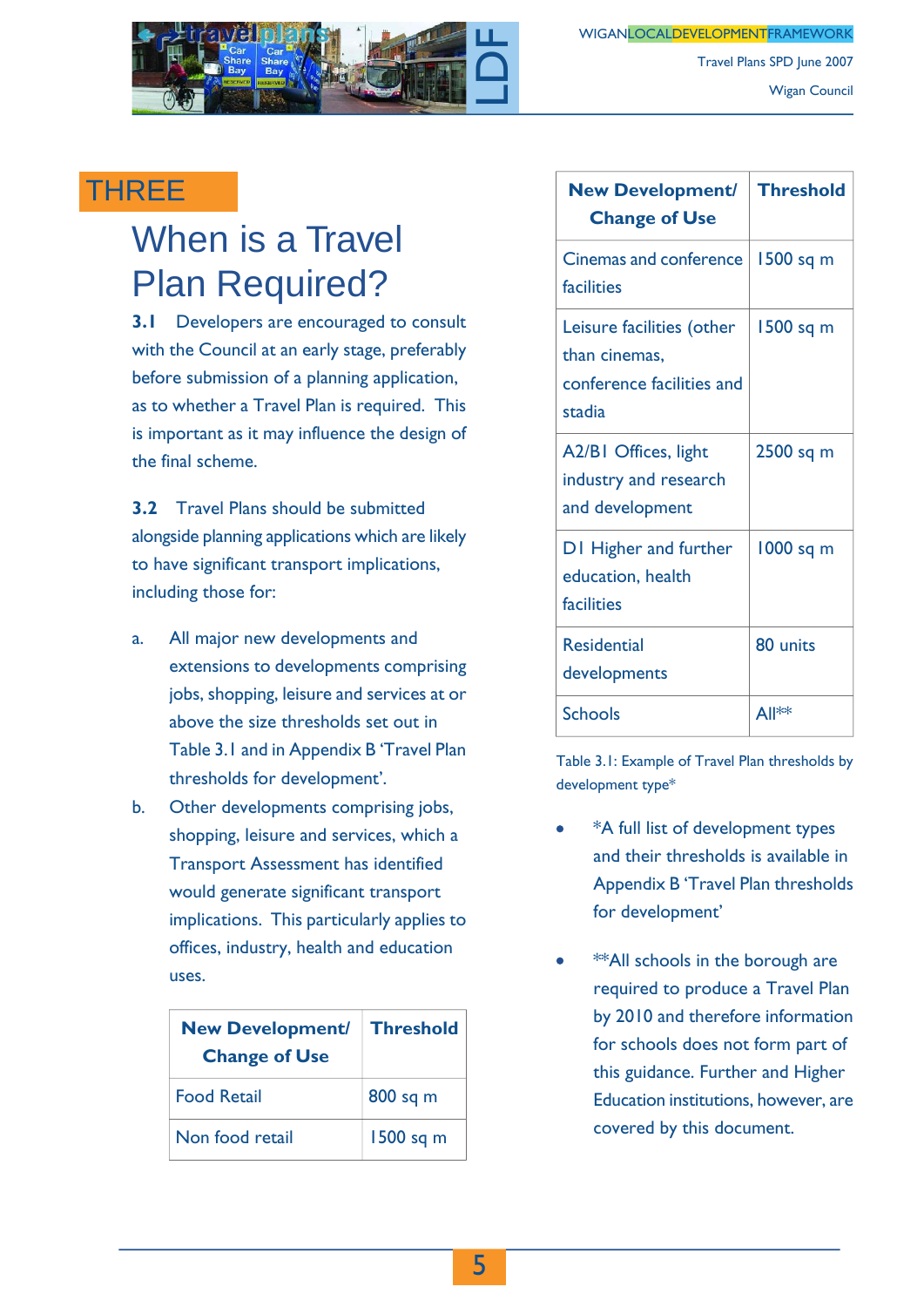# THREE

## When is a Travel Plan Required?

**3.1** Developers are encouraged to consult with the Council at an early stage, preferably before submission of a planning application, as to whether a Travel Plan is required. This is important as it may influence the design of the final scheme.

**3.2** Travel Plans should be submitted alongside planning applications which are likely to have significant transport implications, including those for:

a. All major new developments and extensions to developments comprising jobs, shopping, leisure and services at or above the size thresholds set out in Table 3.1 and in Appendix B 'Travel Plan thresholds for development'.

b. Other developments comprising jobs, shopping, leisure and services, which a Transport Assessment has identified would generate significant transport implications. This particularly applies to offices, industry, health and education uses.

| New Development/ Change of Use | Threshold |
|---|---|
| Food Retail | 800 sq m |
| Non food retail | 1500 sq m |
| Cinemas and conference facilities | 1500 sq m |
| Leisure facilities (other than cinemas, conference facilities and stadia | 1500 sq m |
| A2/B1 Offices, light industry and research and development | 2500 sq m |
| D1 Higher and further education, health facilities | 1000 sq m |
| Residential developments | 80 units |
| Schools | All** |

Table 3.1: Example of Travel Plan thresholds by development type*

- *A full list of development types and their thresholds is available in Appendix B 'Travel Plan thresholds for development'

- **All schools in the borough are required to produce a Travel Plan by 2010 and therefore information for schools does not form part of this guidance. Further and Higher Education institutions, however, are covered by this document.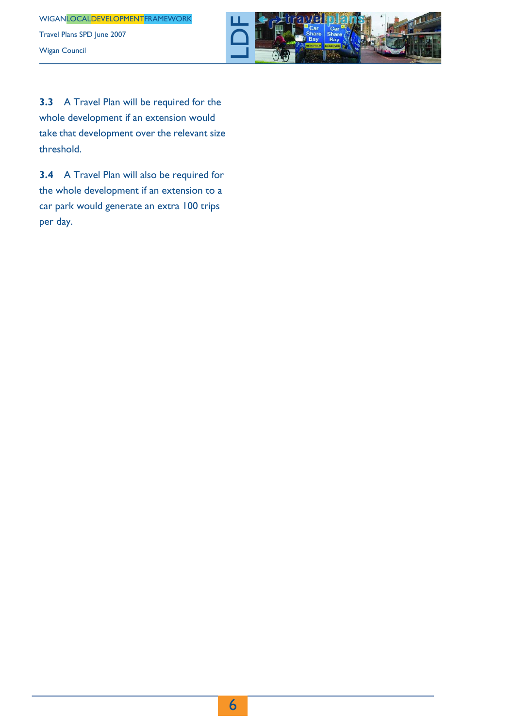**3.3** A Travel Plan will be required for the whole development if an extension would take that development over the relevant size threshold.

**3.4** A Travel Plan will also be required for the whole development if an extension to a car park would generate an extra 100 trips per day.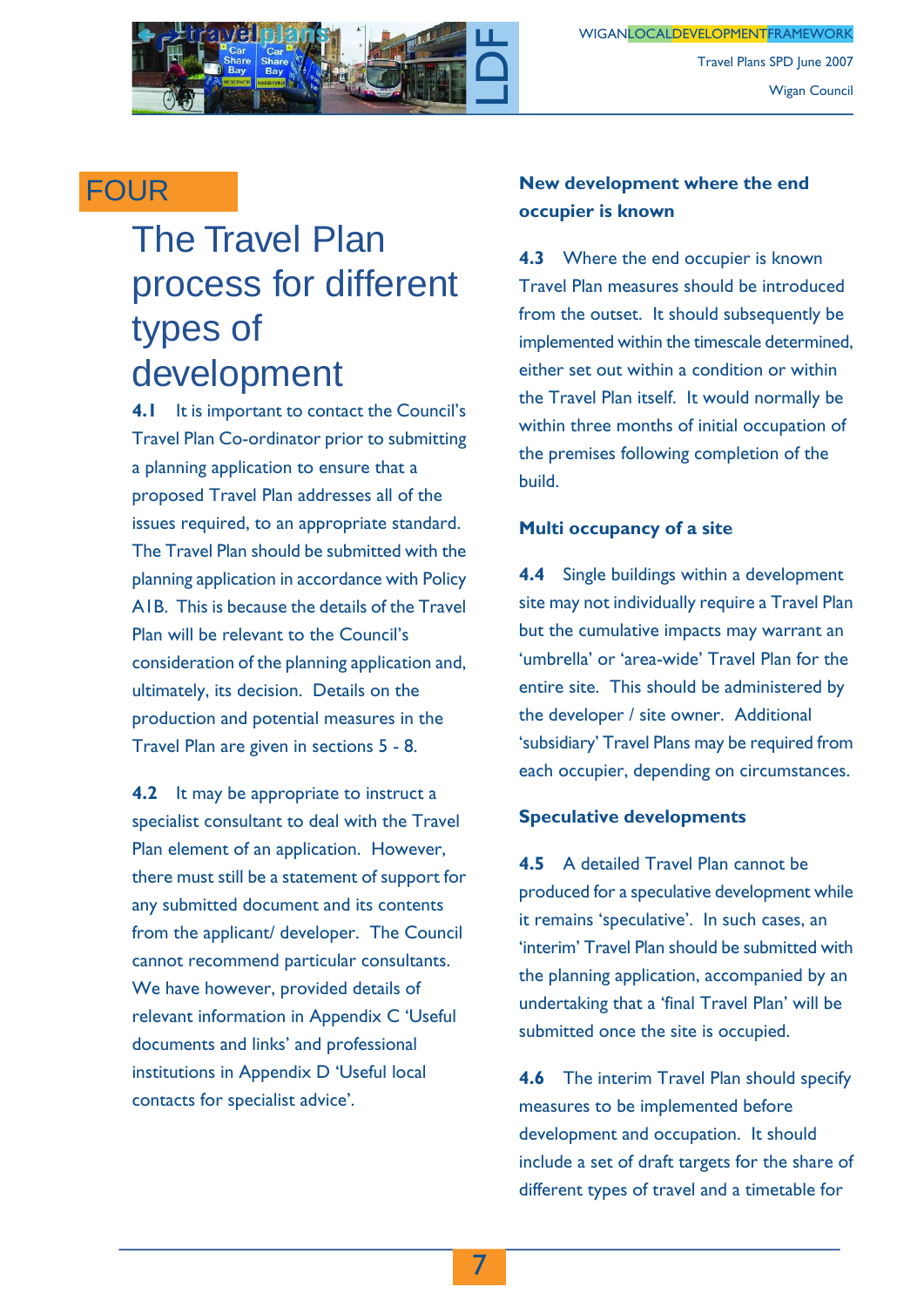FOUR

# The Travel Plan process for different types of development

**4.1** It is important to contact the Council's Travel Plan Co-ordinator prior to submitting a planning application to ensure that a proposed Travel Plan addresses all of the issues required, to an appropriate standard. The Travel Plan should be submitted with the planning application in accordance with Policy A1B. This is because the details of the Travel Plan will be relevant to the Council's consideration of the planning application and, ultimately, its decision. Details on the production and potential measures in the Travel Plan are given in sections 5 - 8.

**4.2** It may be appropriate to instruct a specialist consultant to deal with the Travel Plan element of an application. However, there must still be a statement of support for any submitted document and its contents from the applicant/ developer. The Council cannot recommend particular consultants. We have however, provided details of relevant information in Appendix C 'Useful documents and links' and professional institutions in Appendix D 'Useful local contacts for specialist advice'.

### New development where the end occupier is known

**4.3** Where the end occupier is known Travel Plan measures should be introduced from the outset. It should subsequently be implemented within the timescale determined, either set out within a condition or within the Travel Plan itself. It would normally be within three months of initial occupation of the premises following completion of the build.

### Multi occupancy of a site

**4.4** Single buildings within a development site may not individually require a Travel Plan but the cumulative impacts may warrant an 'umbrella' or 'area-wide' Travel Plan for the entire site. This should be administered by the developer / site owner. Additional 'subsidiary' Travel Plans may be required from each occupier, depending on circumstances.

### Speculative developments

**4.5** A detailed Travel Plan cannot be produced for a speculative development while it remains 'speculative'. In such cases, an 'interim' Travel Plan should be submitted with the planning application, accompanied by an undertaking that a 'final Travel Plan' will be submitted once the site is occupied.

**4.6** The interim Travel Plan should specify measures to be implemented before development and occupation. It should include a set of draft targets for the share of different types of travel and a timetable for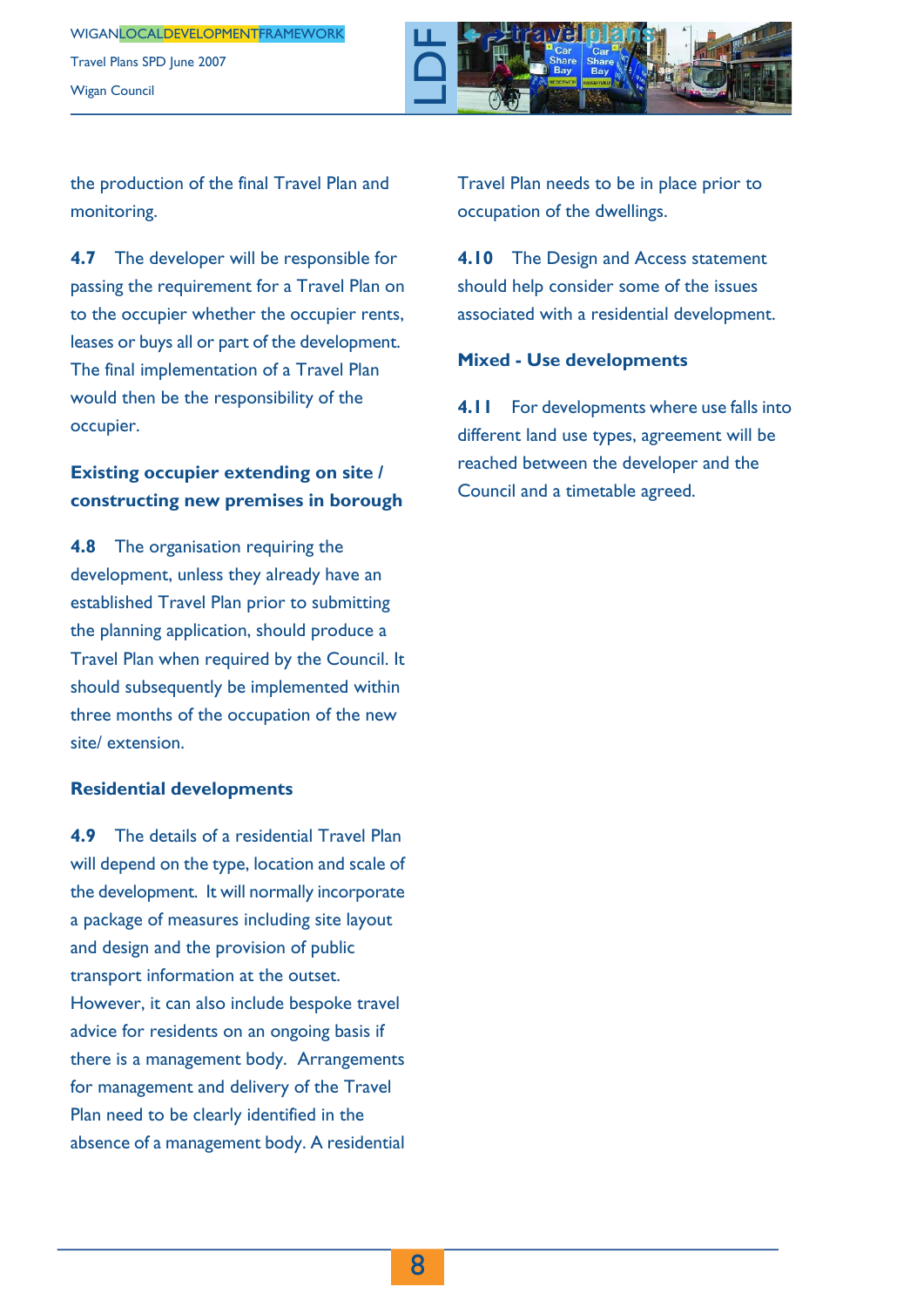the production of the final Travel Plan and monitoring.

**4.7** The developer will be responsible for passing the requirement for a Travel Plan on to the occupier whether the occupier rents, leases or buys all or part of the development. The final implementation of a Travel Plan would then be the responsibility of the occupier.

### Existing occupier extending on site / constructing new premises in borough

**4.8** The organisation requiring the development, unless they already have an established Travel Plan prior to submitting the planning application, should produce a Travel Plan when required by the Council. It should subsequently be implemented within three months of the occupation of the new site/ extension.

### Residential developments

**4.9** The details of a residential Travel Plan will depend on the type, location and scale of the development. It will normally incorporate a package of measures including site layout and design and the provision of public transport information at the outset. However, it can also include bespoke travel advice for residents on an ongoing basis if there is a management body. Arrangements for management and delivery of the Travel Plan need to be clearly identified in the absence of a management body. A residential Travel Plan needs to be in place prior to occupation of the dwellings.

**4.10** The Design and Access statement should help consider some of the issues associated with a residential development.

### Mixed - Use developments

**4.11** For developments where use falls into different land use types, agreement will be reached between the developer and the Council and a timetable agreed.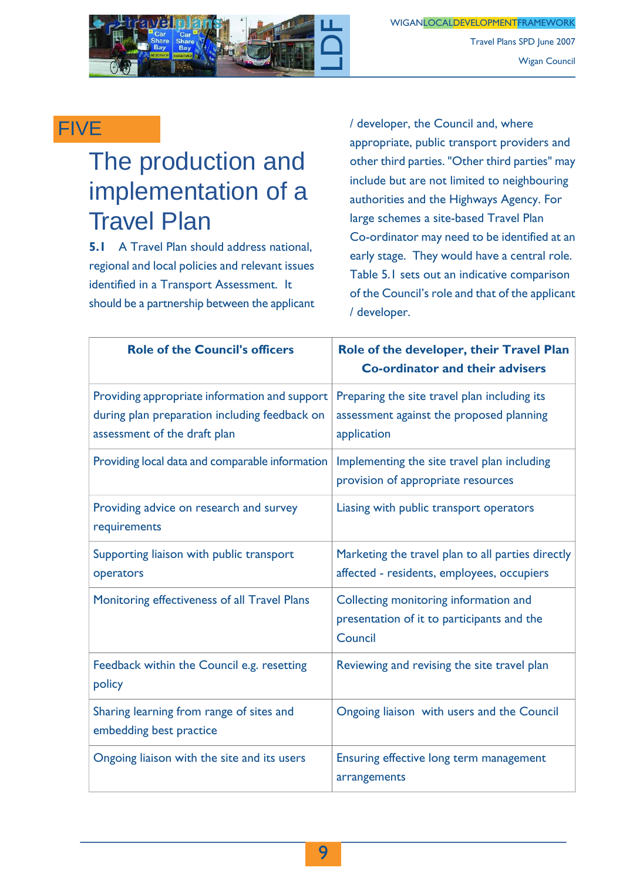FIVE

# The production and implementation of a Travel Plan

**5.1** A Travel Plan should address national, regional and local policies and relevant issues identified in a Transport Assessment. It should be a partnership between the applicant / developer, the Council and, where appropriate, public transport providers and other third parties. "Other third parties" may include but are not limited to neighbouring authorities and the Highways Agency. For large schemes a site-based Travel Plan Co-ordinator may need to be identified at an early stage. They would have a central role. Table 5.1 sets out an indicative comparison of the Council's role and that of the applicant / developer.

| **Role of the Council's officers** | **Role of the developer, their Travel Plan Co-ordinator and their advisers** |
|---|---|
| Providing appropriate information and support during plan preparation including feedback on assessment of the draft plan | Preparing the site travel plan including its assessment against the proposed planning application |
| Providing local data and comparable information | Implementing the site travel plan including provision of appropriate resources |
| Providing advice on research and survey requirements | Liasing with public transport operators |
| Supporting liaison with public transport operators | Marketing the travel plan to all parties directly affected - residents, employees, occupiers |
| Monitoring effectiveness of all Travel Plans | Collecting monitoring information and presentation of it to participants and the Council |
| Feedback within the Council e.g. resetting policy | Reviewing and revising the site travel plan |
| Sharing learning from range of sites and embedding best practice | Ongoing liaison with users and the Council |
| Ongoing liaison with the site and its users | Ensuring effective long term management arrangements |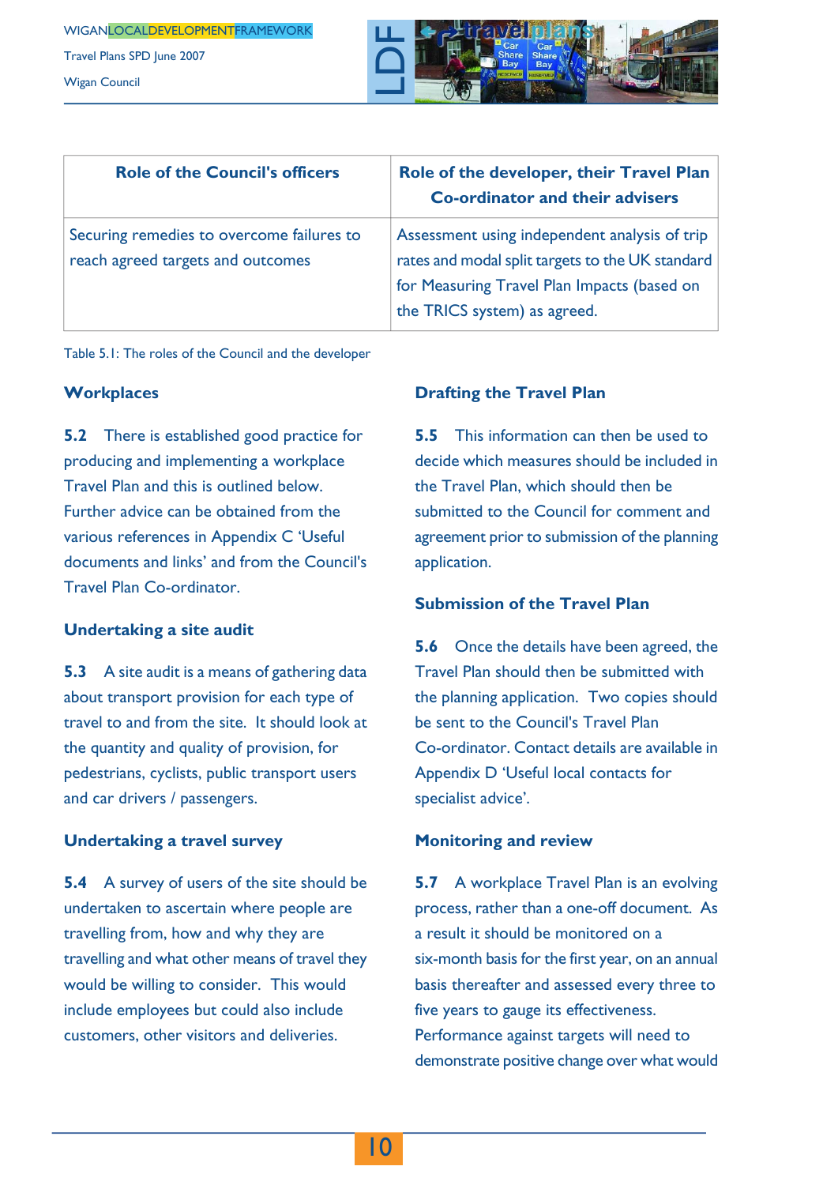| Role of the Council's officers | Role of the developer, their Travel Plan Co-ordinator and their advisers |
|---|---|
| Securing remedies to overcome failures to reach agreed targets and outcomes | Assessment using independent analysis of trip rates and modal split targets to the UK standard for Measuring Travel Plan Impacts (based on the TRICS system) as agreed. |

Table 5.1: The roles of the Council and the developer

### Workplaces

**5.2** There is established good practice for producing and implementing a workplace Travel Plan and this is outlined below. Further advice can be obtained from the various references in Appendix C 'Useful documents and links' and from the Council's Travel Plan Co-ordinator.

### Undertaking a site audit

**5.3** A site audit is a means of gathering data about transport provision for each type of travel to and from the site. It should look at the quantity and quality of provision, for pedestrians, cyclists, public transport users and car drivers / passengers.

### Undertaking a travel survey

**5.4** A survey of users of the site should be undertaken to ascertain where people are travelling from, how and why they are travelling and what other means of travel they would be willing to consider. This would include employees but could also include customers, other visitors and deliveries.

### Drafting the Travel Plan

**5.5** This information can then be used to decide which measures should be included in the Travel Plan, which should then be submitted to the Council for comment and agreement prior to submission of the planning application.

### Submission of the Travel Plan

**5.6** Once the details have been agreed, the Travel Plan should then be submitted with the planning application. Two copies should be sent to the Council's Travel Plan Co-ordinator. Contact details are available in Appendix D 'Useful local contacts for specialist advice'.

### Monitoring and review

**5.7** A workplace Travel Plan is an evolving process, rather than a one-off document. As a result it should be monitored on a six-month basis for the first year, on an annual basis thereafter and assessed every three to five years to gauge its effectiveness. Performance against targets will need to demonstrate positive change over what would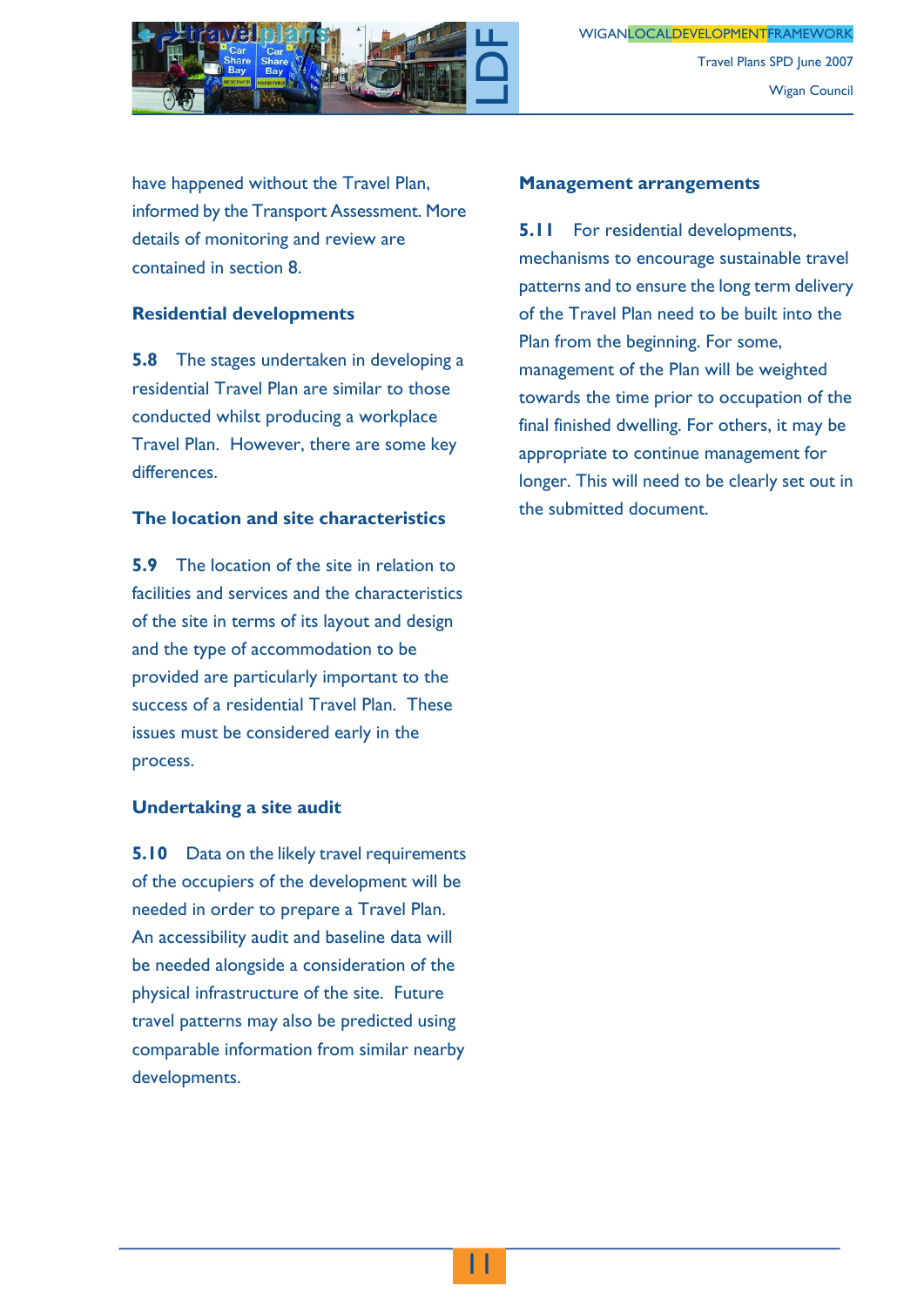have happened without the Travel Plan, informed by the Transport Assessment. More details of monitoring and review are contained in section 8.

### Residential developments

**5.8** The stages undertaken in developing a residential Travel Plan are similar to those conducted whilst producing a workplace Travel Plan. However, there are some key differences.

### The location and site characteristics

**5.9** The location of the site in relation to facilities and services and the characteristics of the site in terms of its layout and design and the type of accommodation to be provided are particularly important to the success of a residential Travel Plan. These issues must be considered early in the process.

### Undertaking a site audit

**5.10** Data on the likely travel requirements of the occupiers of the development will be needed in order to prepare a Travel Plan. An accessibility audit and baseline data will be needed alongside a consideration of the physical infrastructure of the site. Future travel patterns may also be predicted using comparable information from similar nearby developments.

### Management arrangements

**5.11** For residential developments, mechanisms to encourage sustainable travel patterns and to ensure the long term delivery of the Travel Plan need to be built into the Plan from the beginning. For some, management of the Plan will be weighted towards the time prior to occupation of the final finished dwelling. For others, it may be appropriate to continue management for longer. This will need to be clearly set out in the submitted document.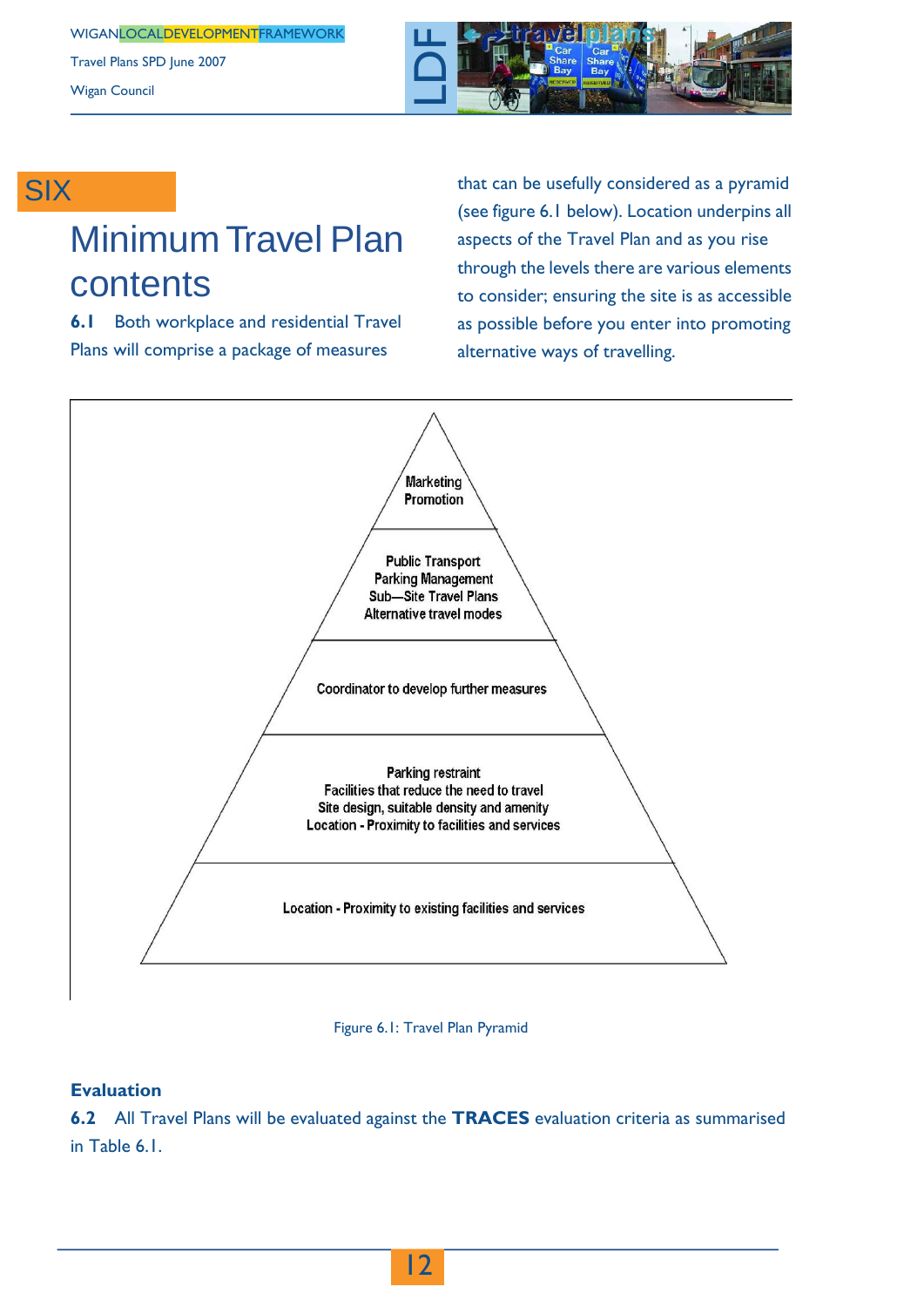# SIX

# Minimum Travel Plan contents

**6.1** Both workplace and residential Travel Plans will comprise a package of measures that can be usefully considered as a pyramid (see figure 6.1 below). Location underpins all aspects of the Travel Plan and as you rise through the levels there are various elements to consider; ensuring the site is as accessible as possible before you enter into promoting alternative ways of travelling.

Marketing
Promotion

Public Transport
Parking Management
Sub—Site Travel Plans
Alternative travel modes

Coordinator to develop further measures

Parking restraint
Facilities that reduce the need to travel
Site design, suitable density and amenity
Location - Proximity to facilities and services

Location - Proximity to existing facilities and services

Figure 6.1: Travel Plan Pyramid

**Evaluation**

**6.2** All Travel Plans will be evaluated against the **TRACES** evaluation criteria as summarised in Table 6.1.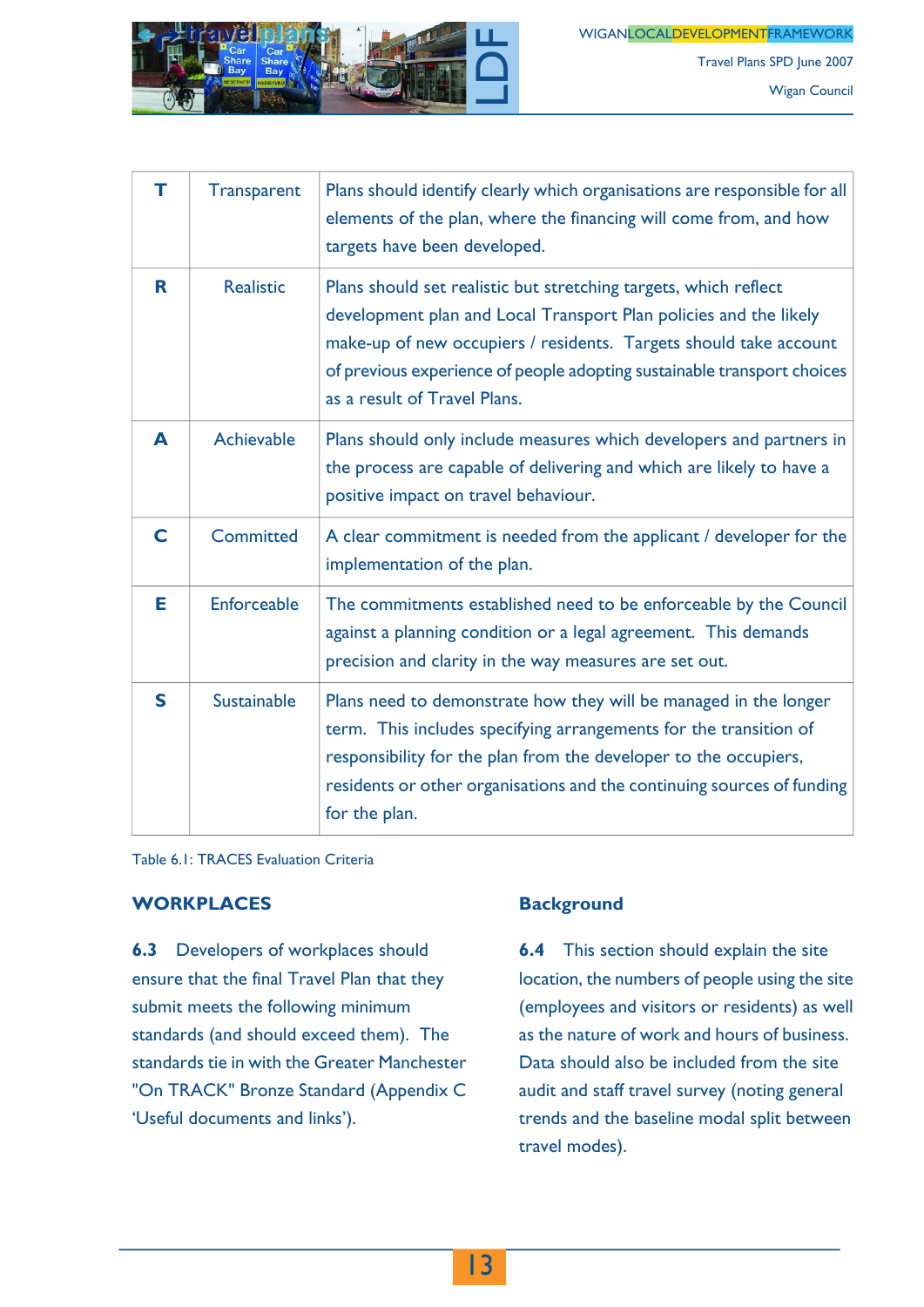| T | Transparent | Plans should identify clearly which organisations are responsible for all elements of the plan, where the financing will come from, and how targets have been developed. |
|---|---|---|
| R | Realistic | Plans should set realistic but stretching targets, which reflect development plan and Local Transport Plan policies and the likely make-up of new occupiers / residents. Targets should take account of previous experience of people adopting sustainable transport choices as a result of Travel Plans. |
| A | Achievable | Plans should only include measures which developers and partners in the process are capable of delivering and which are likely to have a positive impact on travel behaviour. |
| C | Committed | A clear commitment is needed from the applicant / developer for the implementation of the plan. |
| E | Enforceable | The commitments established need to be enforceable by the Council against a planning condition or a legal agreement. This demands precision and clarity in the way measures are set out. |
| S | Sustainable | Plans need to demonstrate how they will be managed in the longer term. This includes specifying arrangements for the transition of responsibility for the plan from the developer to the occupiers, residents or other organisations and the continuing sources of funding for the plan. |

Table 6.1: TRACES Evaluation Criteria

## WORKPLACES

**6.3** Developers of workplaces should ensure that the final Travel Plan that they submit meets the following minimum standards (and should exceed them). The standards tie in with the Greater Manchester "On TRACK" Bronze Standard (Appendix C 'Useful documents and links').

### Background

**6.4** This section should explain the site location, the numbers of people using the site (employees and visitors or residents) as well as the nature of work and hours of business. Data should also be included from the site audit and staff travel survey (noting general trends and the baseline modal split between travel modes).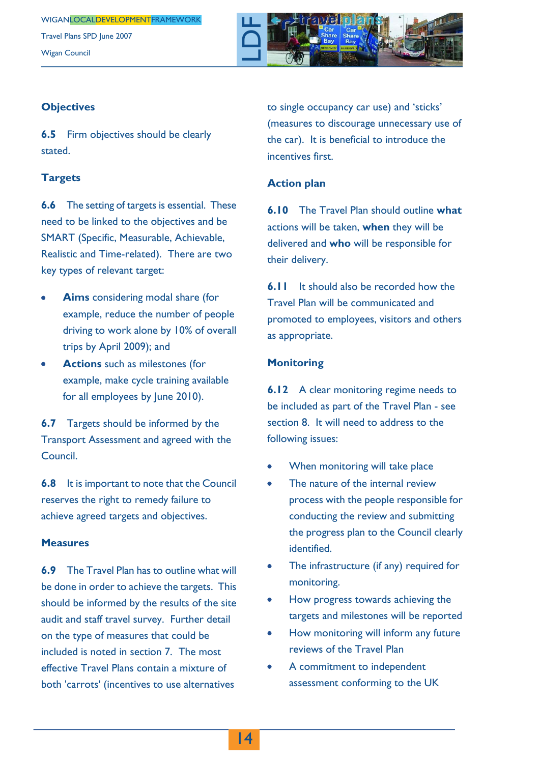### Objectives

**6.5** Firm objectives should be clearly stated.

### Targets

**6.6** The setting of targets is essential. These need to be linked to the objectives and be SMART (Specific, Measurable, Achievable, Realistic and Time-related). There are two key types of relevant target:

- **Aims** considering modal share (for example, reduce the number of people driving to work alone by 10% of overall trips by April 2009); and
- **Actions** such as milestones (for example, make cycle training available for all employees by June 2010).

**6.7** Targets should be informed by the Transport Assessment and agreed with the Council.

**6.8** It is important to note that the Council reserves the right to remedy failure to achieve agreed targets and objectives.

### Measures

**6.9** The Travel Plan has to outline what will be done in order to achieve the targets. This should be informed by the results of the site audit and staff travel survey. Further detail on the type of measures that could be included is noted in section 7. The most effective Travel Plans contain a mixture of both 'carrots' (incentives to use alternatives to single occupancy car use) and 'sticks' (measures to discourage unnecessary use of the car). It is beneficial to introduce the incentives first.

### Action plan

**6.10** The Travel Plan should outline **what** actions will be taken, **when** they will be delivered and **who** will be responsible for their delivery.

**6.11** It should also be recorded how the Travel Plan will be communicated and promoted to employees, visitors and others as appropriate.

### Monitoring

**6.12** A clear monitoring regime needs to be included as part of the Travel Plan - see section 8. It will need to address to the following issues:

- When monitoring will take place
- The nature of the internal review process with the people responsible for conducting the review and submitting the progress plan to the Council clearly identified.
- The infrastructure (if any) required for monitoring.
- How progress towards achieving the targets and milestones will be reported
- How monitoring will inform any future reviews of the Travel Plan
- A commitment to independent assessment conforming to the UK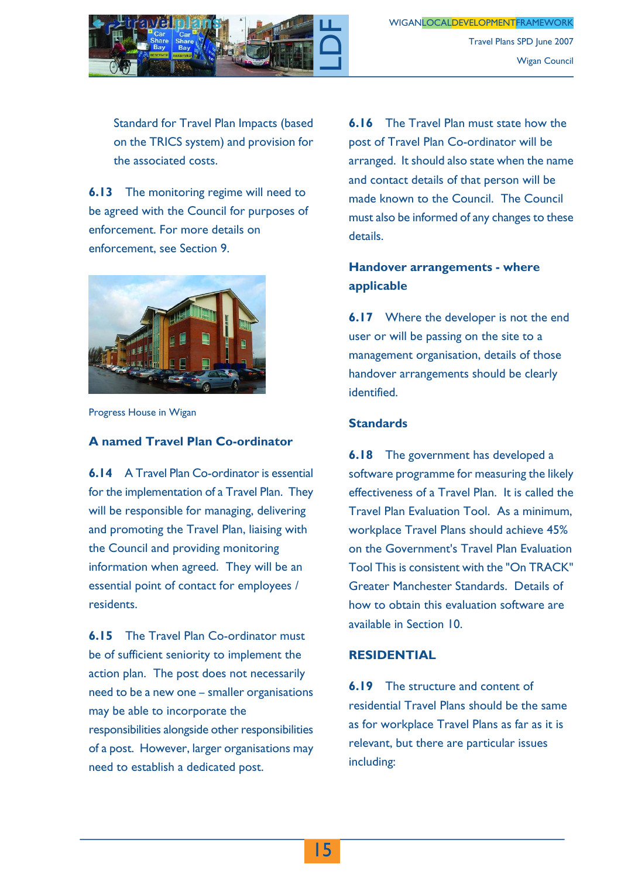Standard for Travel Plan Impacts (based on the TRICS system) and provision for the associated costs.

**6.13** The monitoring regime will need to be agreed with the Council for purposes of enforcement. For more details on enforcement, see Section 9.

Progress House in Wigan

### A named Travel Plan Co-ordinator

**6.14** A Travel Plan Co-ordinator is essential for the implementation of a Travel Plan. They will be responsible for managing, delivering and promoting the Travel Plan, liaising with the Council and providing monitoring information when agreed. They will be an essential point of contact for employees / residents.

**6.15** The Travel Plan Co-ordinator must be of sufficient seniority to implement the action plan. The post does not necessarily need to be a new one – smaller organisations may be able to incorporate the responsibilities alongside other responsibilities of a post. However, larger organisations may need to establish a dedicated post.

**6.16** The Travel Plan must state how the post of Travel Plan Co-ordinator will be arranged. It should also state when the name and contact details of that person will be made known to the Council. The Council must also be informed of any changes to these details.

### Handover arrangements - where applicable

**6.17** Where the developer is not the end user or will be passing on the site to a management organisation, details of those handover arrangements should be clearly identified.

### Standards

**6.18** The government has developed a software programme for measuring the likely effectiveness of a Travel Plan. It is called the Travel Plan Evaluation Tool. As a minimum, workplace Travel Plans should achieve 45% on the Government's Travel Plan Evaluation Tool This is consistent with the "On TRACK" Greater Manchester Standards. Details of how to obtain this evaluation software are available in Section 10.

## RESIDENTIAL

**6.19** The structure and content of residential Travel Plans should be the same as for workplace Travel Plans as far as it is relevant, but there are particular issues including: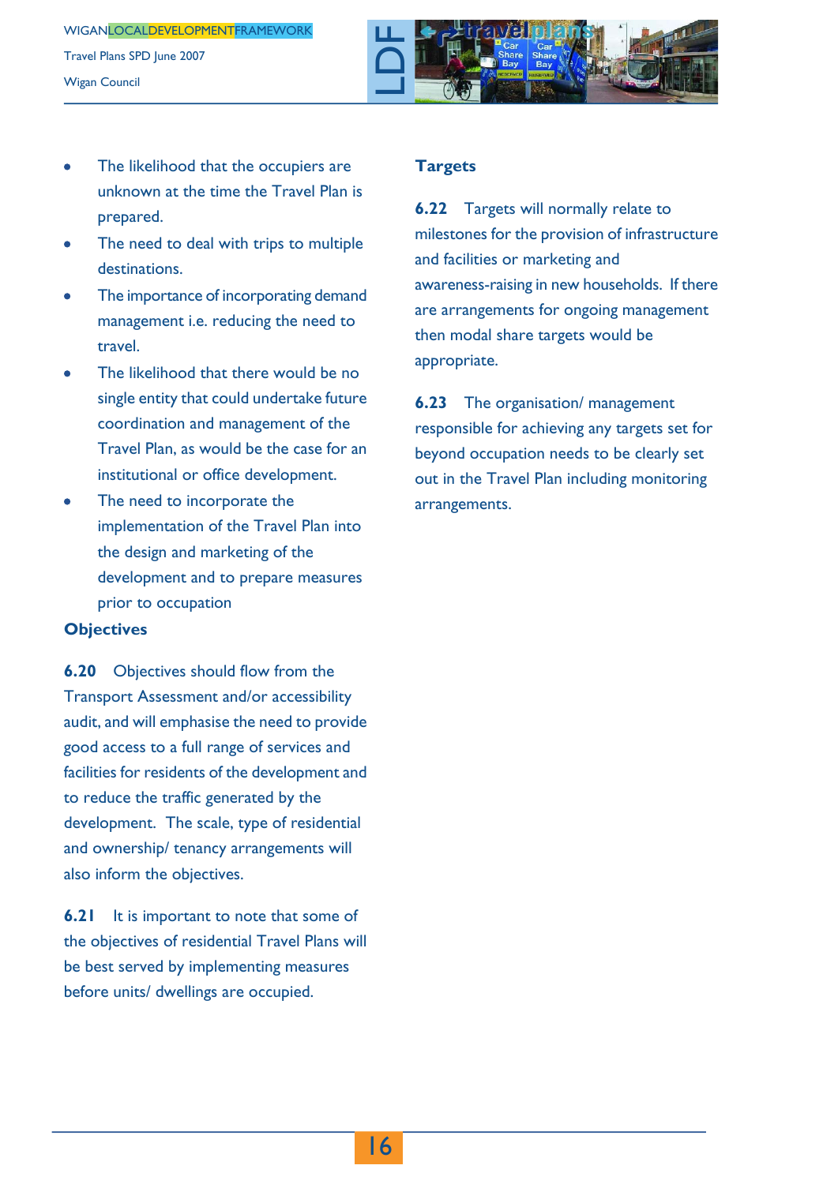- The likelihood that the occupiers are unknown at the time the Travel Plan is prepared.
- The need to deal with trips to multiple destinations.
- The importance of incorporating demand management i.e. reducing the need to travel.
- The likelihood that there would be no single entity that could undertake future coordination and management of the Travel Plan, as would be the case for an institutional or office development.
- The need to incorporate the implementation of the Travel Plan into the design and marketing of the development and to prepare measures prior to occupation

### Objectives

**6.20** Objectives should flow from the Transport Assessment and/or accessibility audit, and will emphasise the need to provide good access to a full range of services and facilities for residents of the development and to reduce the traffic generated by the development. The scale, type of residential and ownership/ tenancy arrangements will also inform the objectives.

**6.21** It is important to note that some of the objectives of residential Travel Plans will be best served by implementing measures before units/ dwellings are occupied.

### Targets

**6.22** Targets will normally relate to milestones for the provision of infrastructure and facilities or marketing and awareness-raising in new households. If there are arrangements for ongoing management then modal share targets would be appropriate.

**6.23** The organisation/ management responsible for achieving any targets set for beyond occupation needs to be clearly set out in the Travel Plan including monitoring arrangements.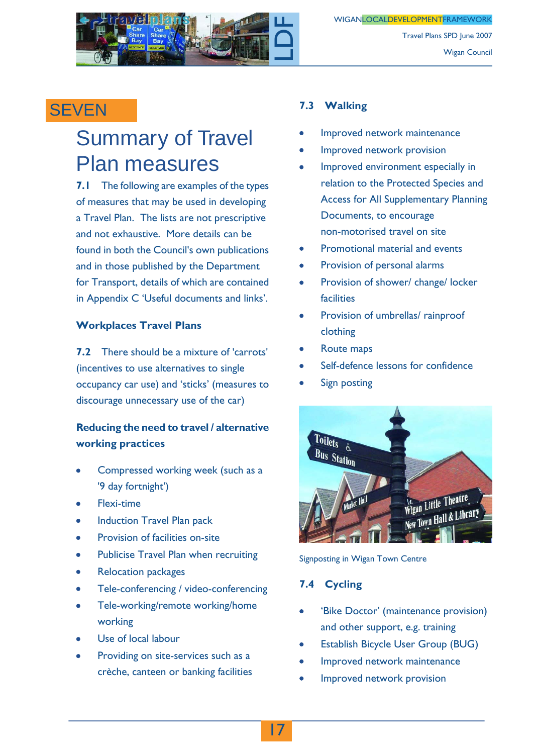# SEVEN

## Summary of Travel Plan measures

**7.1** The following are examples of the types of measures that may be used in developing a Travel Plan. The lists are not prescriptive and not exhaustive. More details can be found in both the Council's own publications and in those published by the Department for Transport, details of which are contained in Appendix C 'Useful documents and links'.

### Workplaces Travel Plans

**7.2** There should be a mixture of 'carrots' (incentives to use alternatives to single occupancy car use) and 'sticks' (measures to discourage unnecessary use of the car)

### Reducing the need to travel / alternative working practices

- Compressed working week (such as a '9 day fortnight')
- Flexi-time
- Induction Travel Plan pack
- Provision of facilities on-site
- Publicise Travel Plan when recruiting
- Relocation packages
- Tele-conferencing / video-conferencing
- Tele-working/remote working/home working
- Use of local labour
- Providing on site-services such as a crèche, canteen or banking facilities

### 7.3 Walking

- Improved network maintenance
- Improved network provision
- Improved environment especially in relation to the Protected Species and Access for All Supplementary Planning Documents, to encourage non-motorised travel on site
- Promotional material and events
- Provision of personal alarms
- Provision of shower/ change/ locker facilities
- Provision of umbrellas/ rainproof clothing
- Route maps
- Self-defence lessons for confidence
- Sign posting

Signposting in Wigan Town Centre

### 7.4 Cycling

- 'Bike Doctor' (maintenance provision) and other support, e.g. training
- Establish Bicycle User Group (BUG)
- Improved network maintenance
- Improved network provision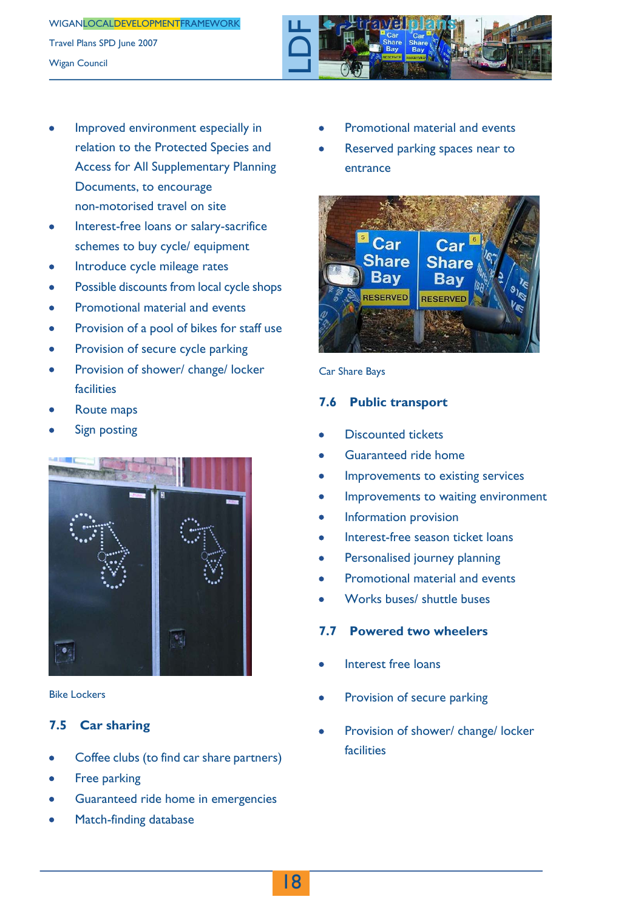- Improved environment especially in relation to the Protected Species and Access for All Supplementary Planning Documents, to encourage non-motorised travel on site
- Interest-free loans or salary-sacrifice schemes to buy cycle/ equipment
- Introduce cycle mileage rates
- Possible discounts from local cycle shops
- Promotional material and events
- Provision of a pool of bikes for staff use
- Provision of secure cycle parking
- Provision of shower/ change/ locker facilities
- Route maps
- Sign posting

Bike Lockers

## 7.5 Car sharing

- Coffee clubs (to find car share partners)
- Free parking
- Guaranteed ride home in emergencies
- Match-finding database
- Promotional material and events
- Reserved parking spaces near to entrance

Car Share Bays

## 7.6 Public transport

- Discounted tickets
- Guaranteed ride home
- Improvements to existing services
- Improvements to waiting environment
- Information provision
- Interest-free season ticket loans
- Personalised journey planning
- Promotional material and events
- Works buses/ shuttle buses

## 7.7 Powered two wheelers

- Interest free loans
- Provision of secure parking
- Provision of shower/ change/ locker facilities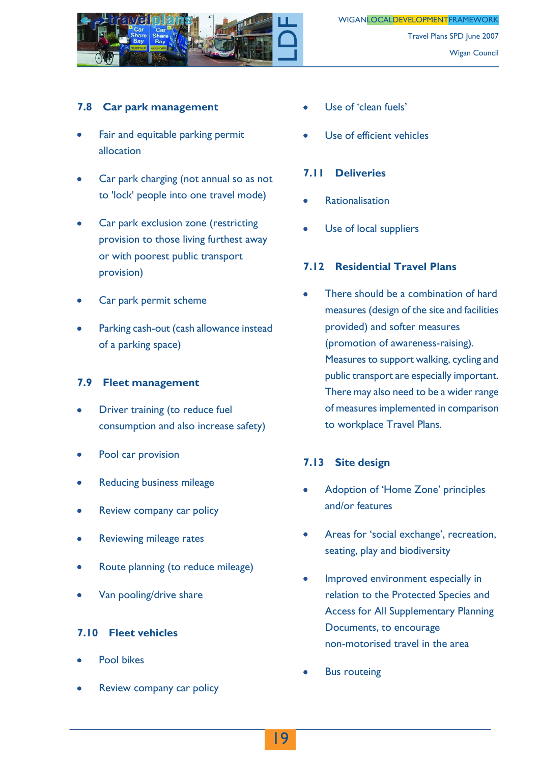### 7.8 Car park management

- Fair and equitable parking permit allocation
- Car park charging (not annual so as not to 'lock' people into one travel mode)
- Car park exclusion zone (restricting provision to those living furthest away or with poorest public transport provision)
- Car park permit scheme
- Parking cash-out (cash allowance instead of a parking space)

### 7.9 Fleet management

- Driver training (to reduce fuel consumption and also increase safety)
- Pool car provision
- Reducing business mileage
- Review company car policy
- Reviewing mileage rates
- Route planning (to reduce mileage)
- Van pooling/drive share

### 7.10 Fleet vehicles

- Pool bikes
- Review company car policy
- Use of 'clean fuels'
- Use of efficient vehicles

### 7.11 Deliveries

- Rationalisation
- Use of local suppliers

### 7.12 Residential Travel Plans

- There should be a combination of hard measures (design of the site and facilities provided) and softer measures (promotion of awareness-raising). Measures to support walking, cycling and public transport are especially important. There may also need to be a wider range of measures implemented in comparison to workplace Travel Plans.

### 7.13 Site design

- Adoption of 'Home Zone' principles and/or features
- Areas for 'social exchange', recreation, seating, play and biodiversity
- Improved environment especially in relation to the Protected Species and Access for All Supplementary Planning Documents, to encourage non-motorised travel in the area
- Bus routeing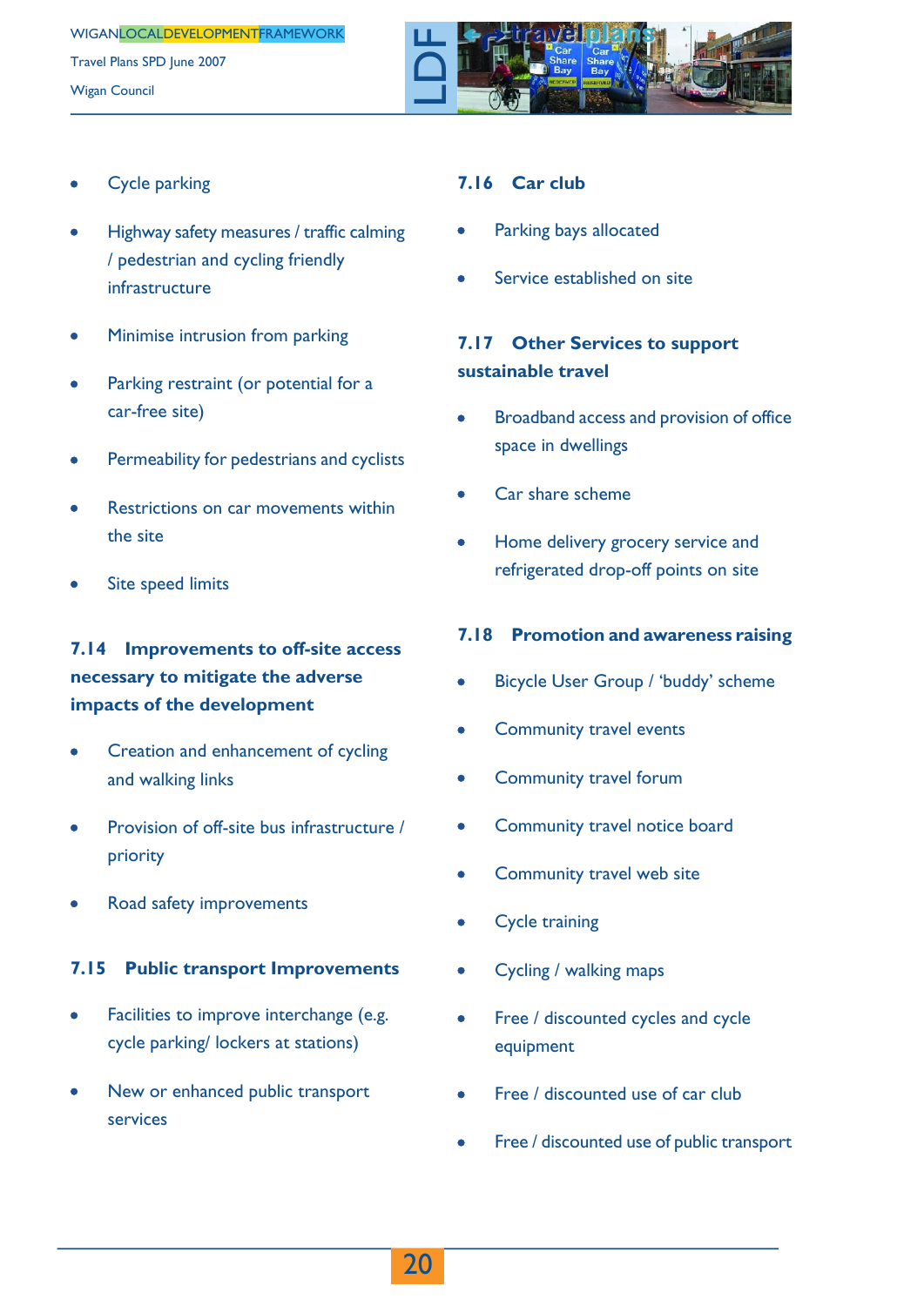- Cycle parking
- Highway safety measures / traffic calming / pedestrian and cycling friendly infrastructure
- Minimise intrusion from parking
- Parking restraint (or potential for a car-free site)
- Permeability for pedestrians and cyclists
- Restrictions on car movements within the site
- Site speed limits

### 7.14 Improvements to off-site access necessary to mitigate the adverse impacts of the development

- Creation and enhancement of cycling and walking links
- Provision of off-site bus infrastructure / priority
- Road safety improvements

### 7.15 Public transport Improvements

- Facilities to improve interchange (e.g. cycle parking/ lockers at stations)
- New or enhanced public transport services

### 7.16 Car club

- Parking bays allocated
- Service established on site

### 7.17 Other Services to support sustainable travel

- Broadband access and provision of office space in dwellings
- Car share scheme
- Home delivery grocery service and refrigerated drop-off points on site

### 7.18 Promotion and awareness raising

- Bicycle User Group / 'buddy' scheme
- Community travel events
- Community travel forum
- Community travel notice board
- Community travel web site
- Cycle training
- Cycling / walking maps
- Free / discounted cycles and cycle equipment
- Free / discounted use of car club
- Free / discounted use of public transport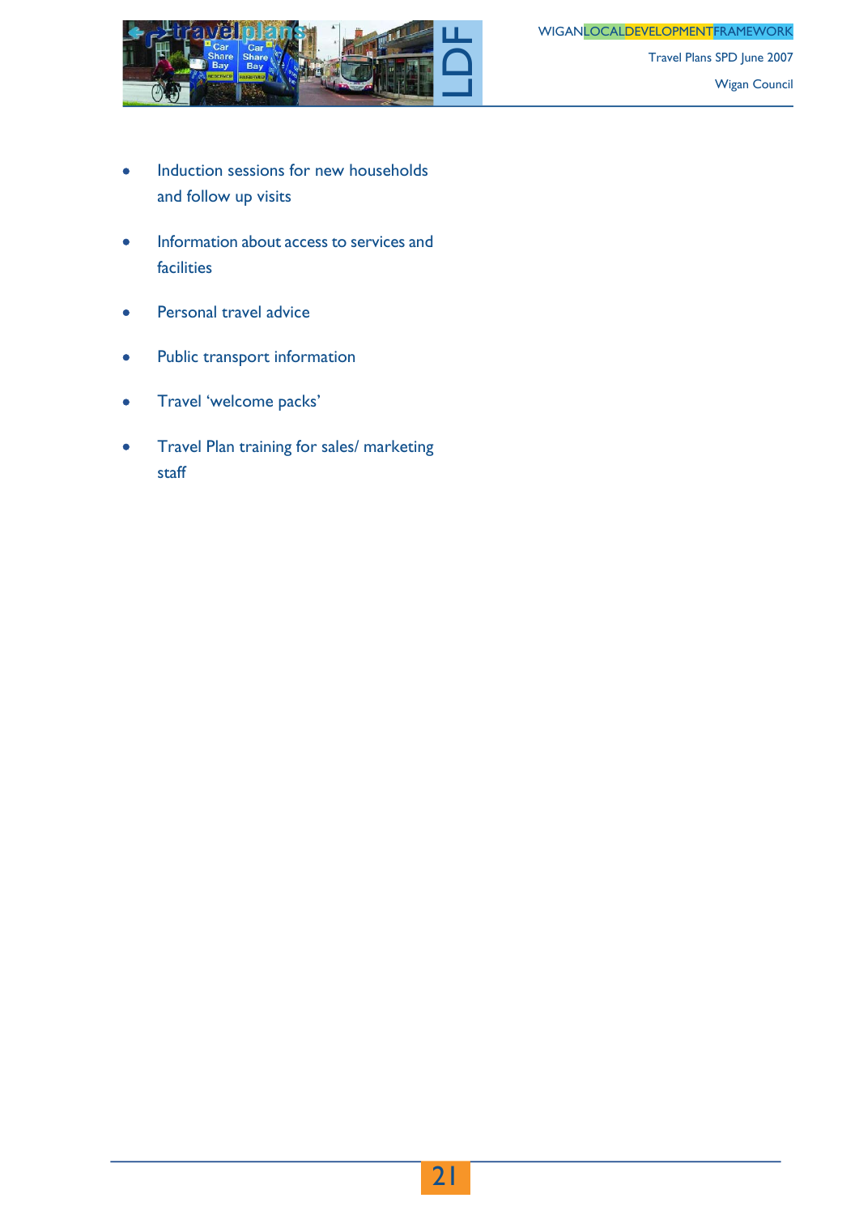- Induction sessions for new households and follow up visits
- Information about access to services and facilities
- Personal travel advice
- Public transport information
- Travel 'welcome packs'
- Travel Plan training for sales/ marketing staff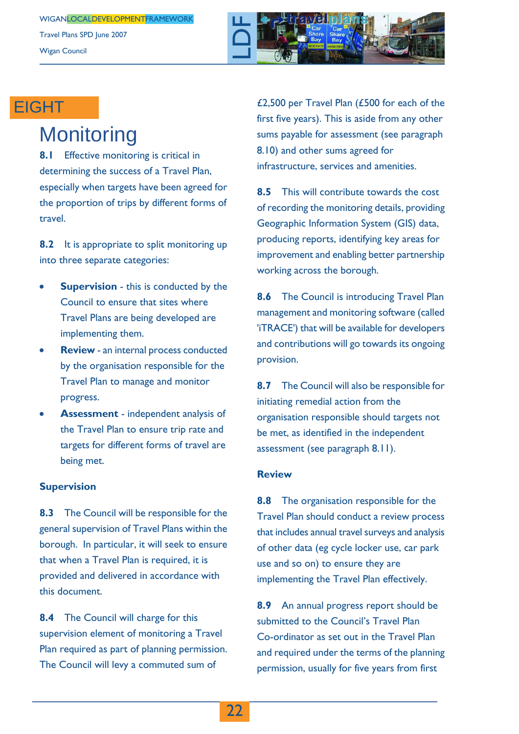# EIGHT

# Monitoring

**8.1** Effective monitoring is critical in determining the success of a Travel Plan, especially when targets have been agreed for the proportion of trips by different forms of travel.

**8.2** It is appropriate to split monitoring up into three separate categories:

- **Supervision** - this is conducted by the Council to ensure that sites where Travel Plans are being developed are implementing them.
- **Review** - an internal process conducted by the organisation responsible for the Travel Plan to manage and monitor progress.
- **Assessment** - independent analysis of the Travel Plan to ensure trip rate and targets for different forms of travel are being met.

### Supervision

**8.3** The Council will be responsible for the general supervision of Travel Plans within the borough. In particular, it will seek to ensure that when a Travel Plan is required, it is provided and delivered in accordance with this document.

**8.4** The Council will charge for this supervision element of monitoring a Travel Plan required as part of planning permission. The Council will levy a commuted sum of £2,500 per Travel Plan (£500 for each of the first five years). This is aside from any other sums payable for assessment (see paragraph 8.10) and other sums agreed for infrastructure, services and amenities.

**8.5** This will contribute towards the cost of recording the monitoring details, providing Geographic Information System (GIS) data, producing reports, identifying key areas for improvement and enabling better partnership working across the borough.

**8.6** The Council is introducing Travel Plan management and monitoring software (called 'iTRACE') that will be available for developers and contributions will go towards its ongoing provision.

**8.7** The Council will also be responsible for initiating remedial action from the organisation responsible should targets not be met, as identified in the independent assessment (see paragraph 8.11).

### Review

**8.8** The organisation responsible for the Travel Plan should conduct a review process that includes annual travel surveys and analysis of other data (eg cycle locker use, car park use and so on) to ensure they are implementing the Travel Plan effectively.

**8.9** An annual progress report should be submitted to the Council's Travel Plan Co-ordinator as set out in the Travel Plan and required under the terms of the planning permission, usually for five years from first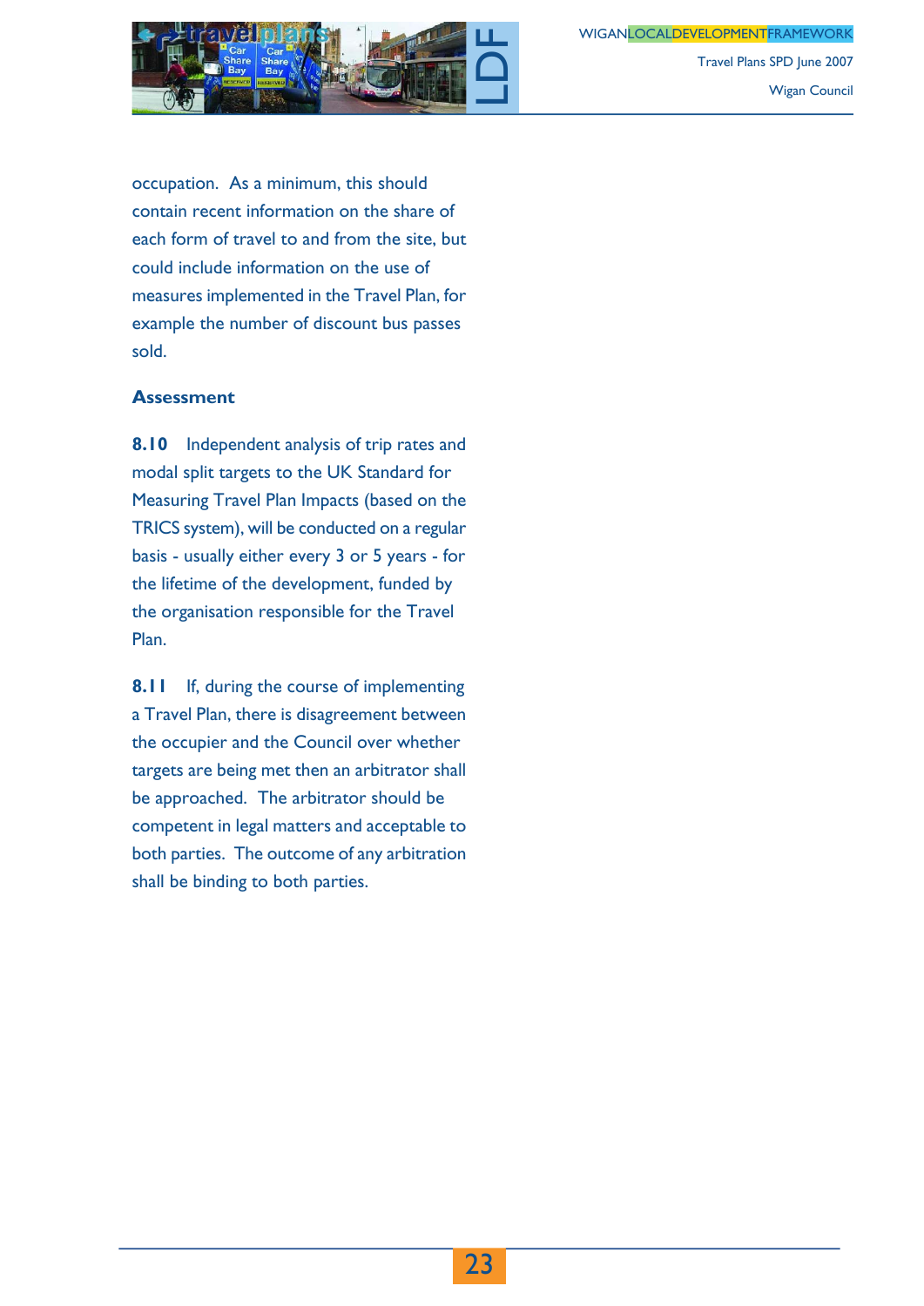occupation. As a minimum, this should contain recent information on the share of each form of travel to and from the site, but could include information on the use of measures implemented in the Travel Plan, for example the number of discount bus passes sold.

### Assessment

**8.10** Independent analysis of trip rates and modal split targets to the UK Standard for Measuring Travel Plan Impacts (based on the TRICS system), will be conducted on a regular basis - usually either every 3 or 5 years - for the lifetime of the development, funded by the organisation responsible for the Travel Plan.

**8.11** If, during the course of implementing a Travel Plan, there is disagreement between the occupier and the Council over whether targets are being met then an arbitrator shall be approached. The arbitrator should be competent in legal matters and acceptable to both parties. The outcome of any arbitration shall be binding to both parties.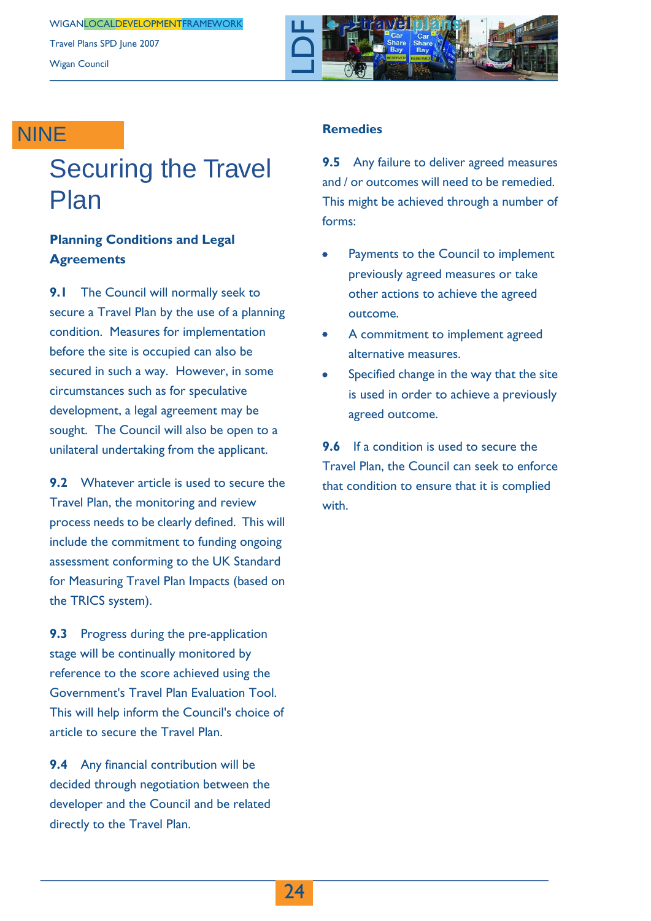# NINE

# Securing the Travel Plan

### Planning Conditions and Legal Agreements

**9.1** The Council will normally seek to secure a Travel Plan by the use of a planning condition. Measures for implementation before the site is occupied can also be secured in such a way. However, in some circumstances such as for speculative development, a legal agreement may be sought. The Council will also be open to a unilateral undertaking from the applicant.

**9.2** Whatever article is used to secure the Travel Plan, the monitoring and review process needs to be clearly defined. This will include the commitment to funding ongoing assessment conforming to the UK Standard for Measuring Travel Plan Impacts (based on the TRICS system).

**9.3** Progress during the pre-application stage will be continually monitored by reference to the score achieved using the Government's Travel Plan Evaluation Tool. This will help inform the Council's choice of article to secure the Travel Plan.

**9.4** Any financial contribution will be decided through negotiation between the developer and the Council and be related directly to the Travel Plan.

### Remedies

**9.5** Any failure to deliver agreed measures and / or outcomes will need to be remedied. This might be achieved through a number of forms:

- Payments to the Council to implement previously agreed measures or take other actions to achieve the agreed outcome.
- A commitment to implement agreed alternative measures.
- Specified change in the way that the site is used in order to achieve a previously agreed outcome.

**9.6** If a condition is used to secure the Travel Plan, the Council can seek to enforce that condition to ensure that it is complied with.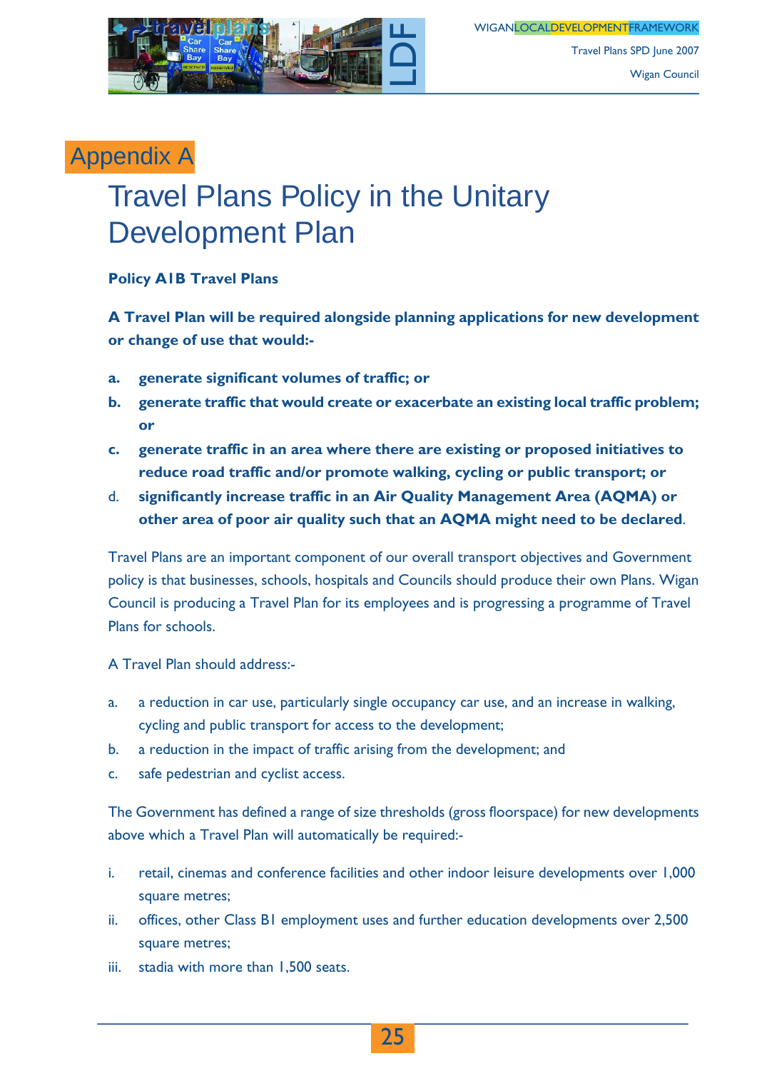# Appendix A

# Travel Plans Policy in the Unitary Development Plan

**Policy A1B Travel Plans**

**A Travel Plan will be required alongside planning applications for new development or change of use that would:-**

- **a. generate significant volumes of traffic; or**
- **b. generate traffic that would create or exacerbate an existing local traffic problem; or**
- **c. generate traffic in an area where there are existing or proposed initiatives to reduce road traffic and/or promote walking, cycling or public transport; or**
- d. **significantly increase traffic in an Air Quality Management Area (AQMA) or other area of poor air quality such that an AQMA might need to be declared**.

Travel Plans are an important component of our overall transport objectives and Government policy is that businesses, schools, hospitals and Councils should produce their own Plans. Wigan Council is producing a Travel Plan for its employees and is progressing a programme of Travel Plans for schools.

A Travel Plan should address:-

- a. a reduction in car use, particularly single occupancy car use, and an increase in walking, cycling and public transport for access to the development;
- b. a reduction in the impact of traffic arising from the development; and
- c. safe pedestrian and cyclist access.

The Government has defined a range of size thresholds (gross floorspace) for new developments above which a Travel Plan will automatically be required:-

- i. retail, cinemas and conference facilities and other indoor leisure developments over 1,000 square metres;
- ii. offices, other Class B1 employment uses and further education developments over 2,500 square metres;
- iii. stadia with more than 1,500 seats.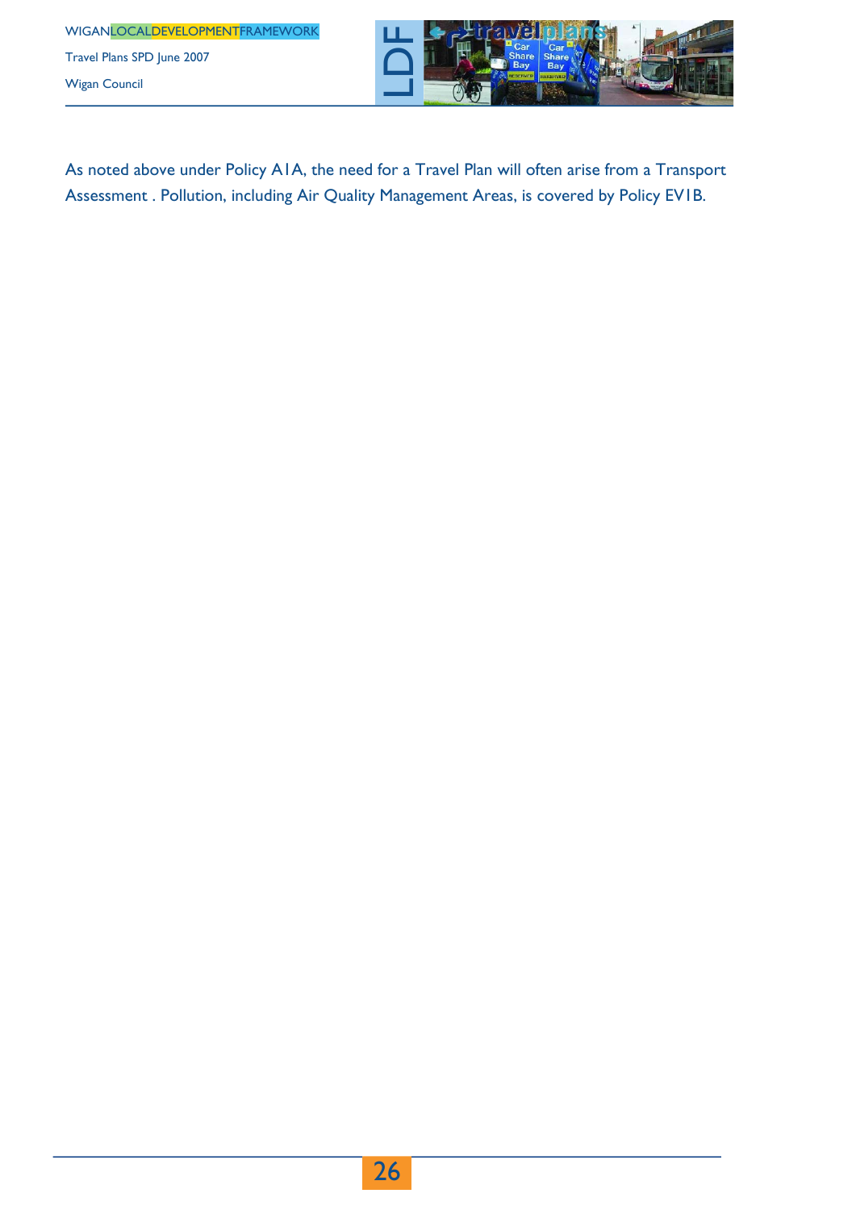As noted above under Policy A1A, the need for a Travel Plan will often arise from a Transport Assessment . Pollution, including Air Quality Management Areas, is covered by Policy EV1B.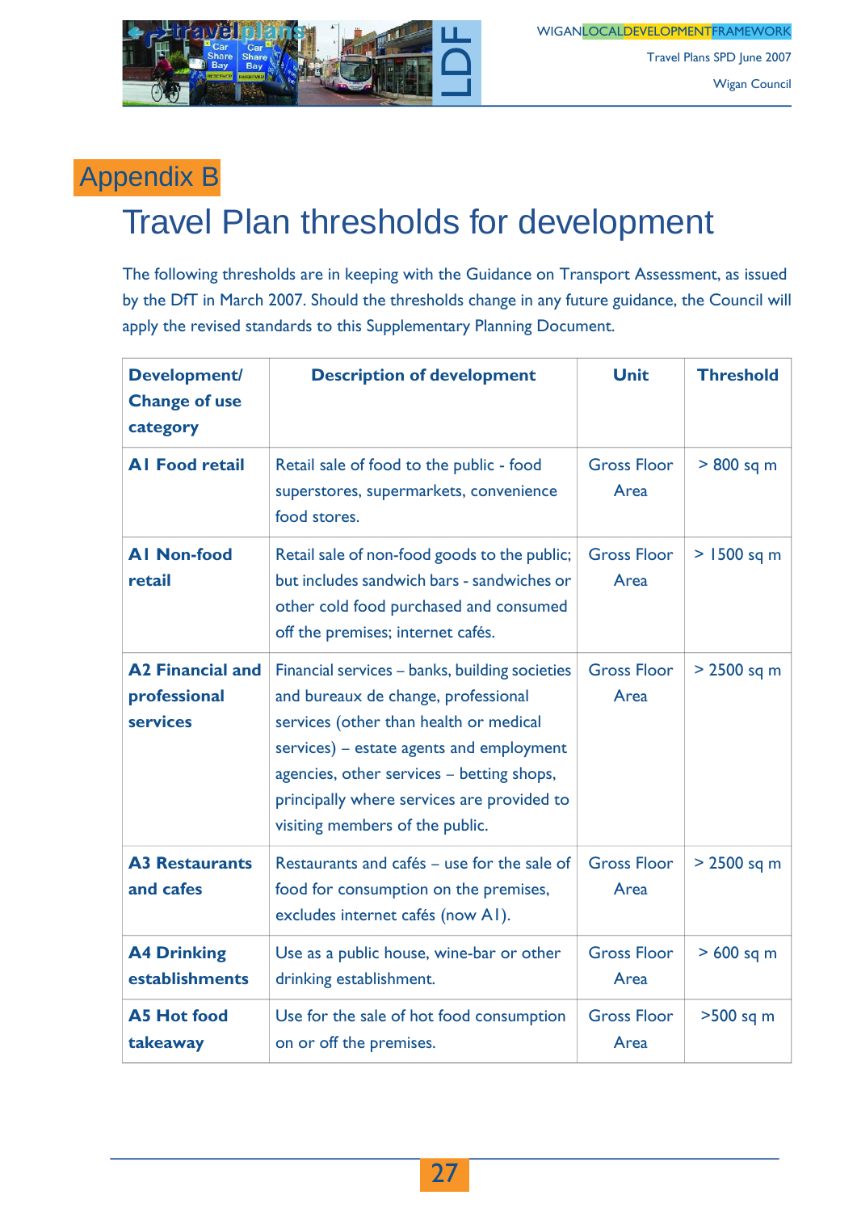# Appendix B

## Travel Plan thresholds for development

The following thresholds are in keeping with the Guidance on Transport Assessment, as issued by the DfT in March 2007. Should the thresholds change in any future guidance, the Council will apply the revised standards to this Supplementary Planning Document.

| Development/ Change of use category | Description of development | Unit | Threshold |
|---|---|---|---|
| **A1 Food retail** | Retail sale of food to the public - food superstores, supermarkets, convenience food stores. | Gross Floor Area | > 800 sq m |
| **A1 Non-food retail** | Retail sale of non-food goods to the public; but includes sandwich bars - sandwiches or other cold food purchased and consumed off the premises; internet cafés. | Gross Floor Area | > 1500 sq m |
| **A2 Financial and professional services** | Financial services – banks, building societies and bureaux de change, professional services (other than health or medical services) – estate agents and employment agencies, other services – betting shops, principally where services are provided to visiting members of the public. | Gross Floor Area | > 2500 sq m |
| **A3 Restaurants and cafes** | Restaurants and cafés – use for the sale of food for consumption on the premises, excludes internet cafés (now A1). | Gross Floor Area | > 2500 sq m |
| **A4 Drinking establishments** | Use as a public house, wine-bar or other drinking establishment. | Gross Floor Area | > 600 sq m |
| **A5 Hot food takeaway** | Use for the sale of hot food consumption on or off the premises. | Gross Floor Area | >500 sq m |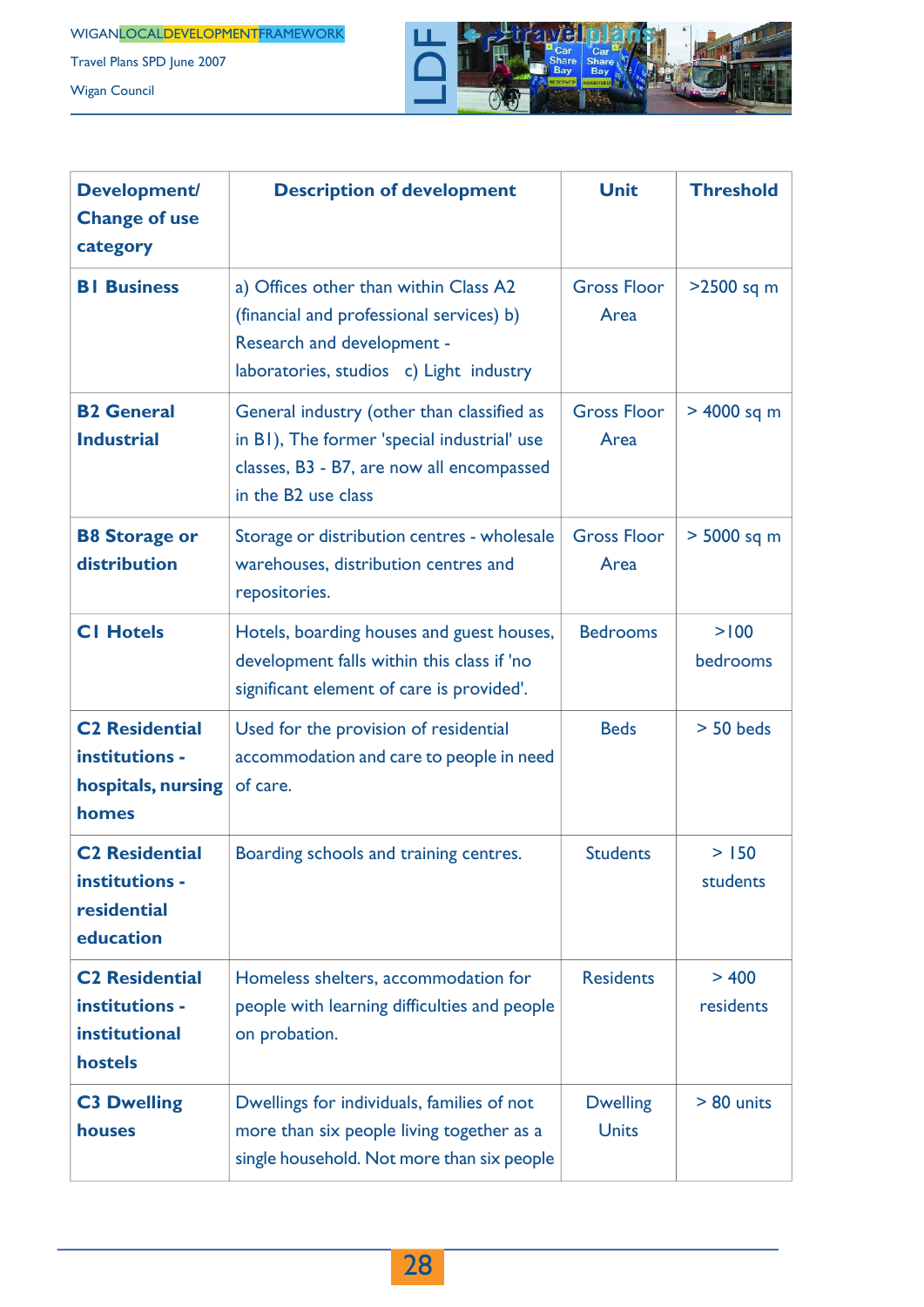| Development/ Change of use category | Description of development | Unit | Threshold |
|---|---|---|---|
| **B1 Business** | a) Offices other than within Class A2 (financial and professional services) b) Research and development - laboratories, studios c) Light industry | Gross Floor Area | >2500 sq m |
| **B2 General Industrial** | General industry (other than classified as in B1), The former 'special industrial' use classes, B3 - B7, are now all encompassed in the B2 use class | Gross Floor Area | > 4000 sq m |
| **B8 Storage or distribution** | Storage or distribution centres - wholesale warehouses, distribution centres and repositories. | Gross Floor Area | > 5000 sq m |
| **C1 Hotels** | Hotels, boarding houses and guest houses, development falls within this class if 'no significant element of care is provided'. | Bedrooms | >100 bedrooms |
| **C2 Residential institutions - hospitals, nursing homes** | Used for the provision of residential accommodation and care to people in need of care. | Beds | > 50 beds |
| **C2 Residential institutions - residential education** | Boarding schools and training centres. | Students | > 150 students |
| **C2 Residential institutions - institutional hostels** | Homeless shelters, accommodation for people with learning difficulties and people on probation. | Residents | > 400 residents |
| **C3 Dwelling houses** | Dwellings for individuals, families of not more than six people living together as a single household. Not more than six people | Dwelling Units | > 80 units |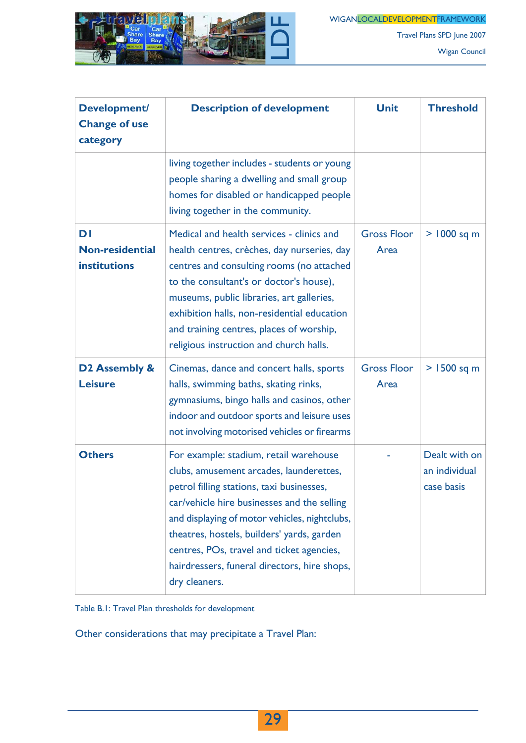| Development/ Change of use category | Description of development | Unit | Threshold |
|---|---|---|---|
| | living together includes - students or young people sharing a dwelling and small group homes for disabled or handicapped people living together in the community. | | |
| **D1 Non-residential institutions** | Medical and health services - clinics and health centres, crèches, day nurseries, day centres and consulting rooms (no attached to the consultant's or doctor's house), museums, public libraries, art galleries, exhibition halls, non-residential education and training centres, places of worship, religious instruction and church halls. | Gross Floor Area | > 1000 sq m |
| **D2 Assembly & Leisure** | Cinemas, dance and concert halls, sports halls, swimming baths, skating rinks, gymnasiums, bingo halls and casinos, other indoor and outdoor sports and leisure uses not involving motorised vehicles or firearms | Gross Floor Area | > 1500 sq m |
| **Others** | For example: stadium, retail warehouse clubs, amusement arcades, launderettes, petrol filling stations, taxi businesses, car/vehicle hire businesses and the selling and displaying of motor vehicles, nightclubs, theatres, hostels, builders' yards, garden centres, POs, travel and ticket agencies, hairdressers, funeral directors, hire shops, dry cleaners. | - | Dealt with on an individual case basis |

Table B.1: Travel Plan thresholds for development

Other considerations that may precipitate a Travel Plan: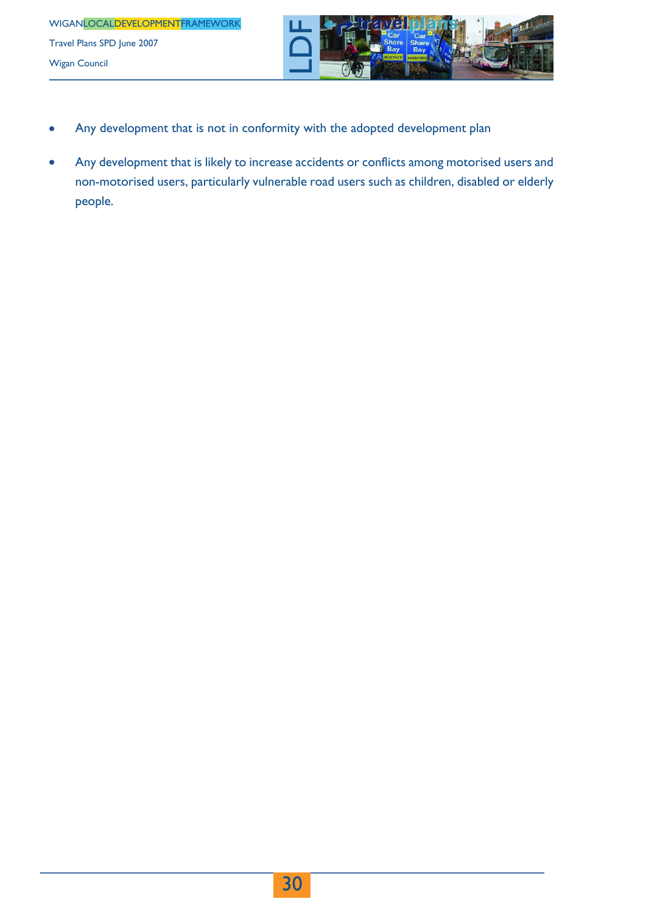- Any development that is not in conformity with the adopted development plan
- Any development that is likely to increase accidents or conflicts among motorised users and non-motorised users, particularly vulnerable road users such as children, disabled or elderly people.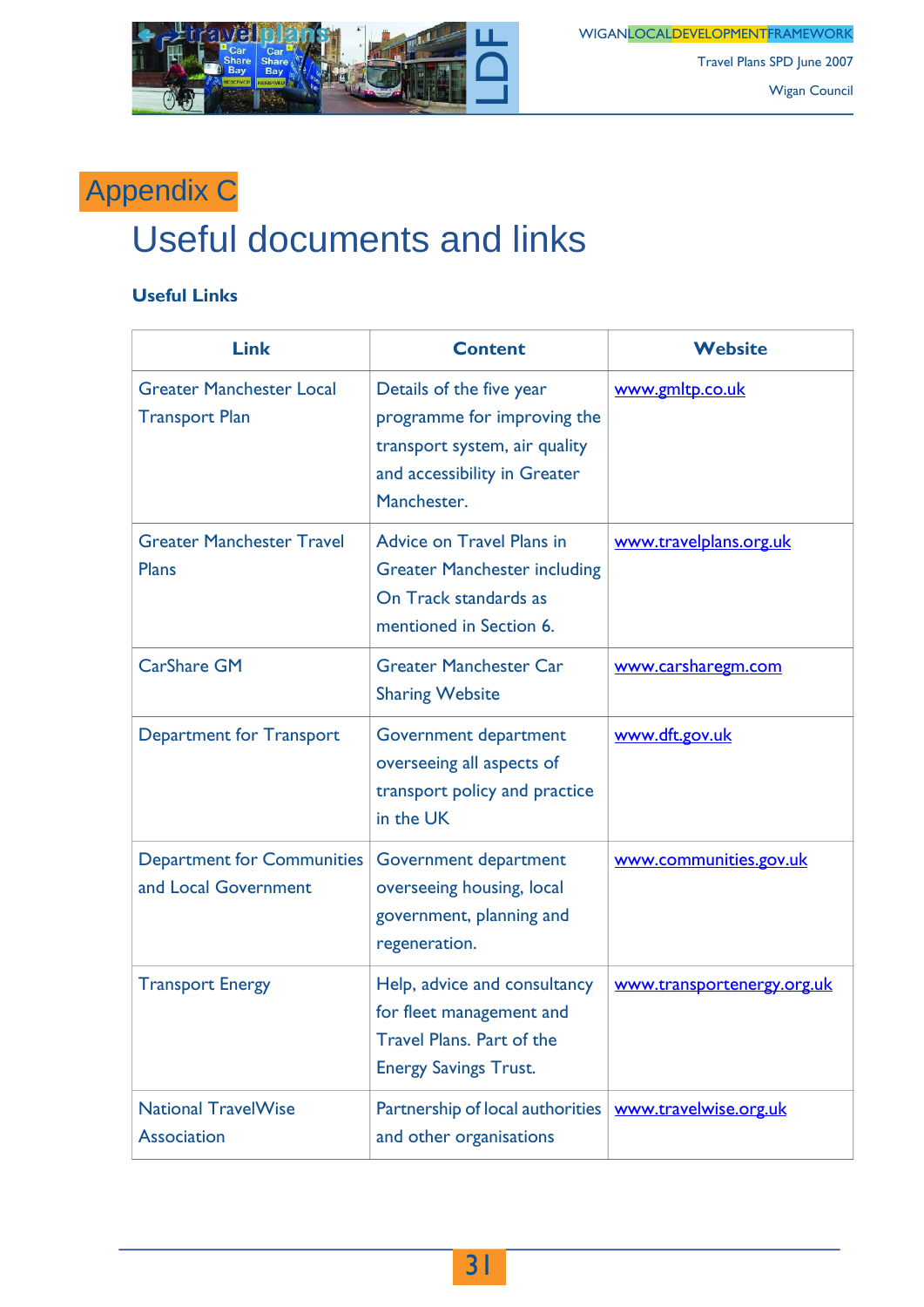# Appendix C

# Useful documents and links

### Useful Links

| Link | Content | Website |
|---|---|---|
| Greater Manchester Local Transport Plan | Details of the five year programme for improving the transport system, air quality and accessibility in Greater Manchester. | www.gmltp.co.uk |
| Greater Manchester Travel Plans | Advice on Travel Plans in Greater Manchester including On Track standards as mentioned in Section 6. | www.travelplans.org.uk |
| CarShare GM | Greater Manchester Car Sharing Website | www.carsharegm.com |
| Department for Transport | Government department overseeing all aspects of transport policy and practice in the UK | www.dft.gov.uk |
| Department for Communities and Local Government | Government department overseeing housing, local government, planning and regeneration. | www.communities.gov.uk |
| Transport Energy | Help, advice and consultancy for fleet management and Travel Plans. Part of the Energy Savings Trust. | www.transportenergy.org.uk |
| National TravelWise Association | Partnership of local authorities and other organisations | www.travelwise.org.uk |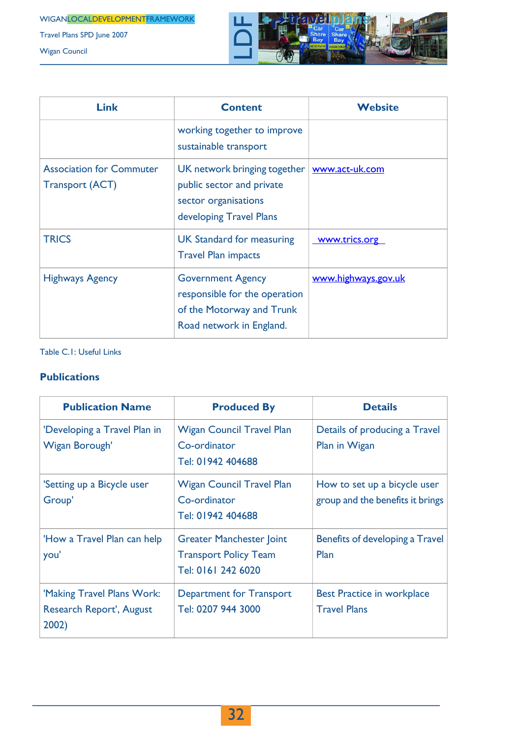| Link | Content | Website |
|---|---|---|
| | working together to improve sustainable transport | |
| Association for Commuter Transport (ACT) | UK network bringing together public sector and private sector organisations developing Travel Plans | www.act-uk.com |
| TRICS | UK Standard for measuring Travel Plan impacts | www.trics.org |
| Highways Agency | Government Agency responsible for the operation of the Motorway and Trunk Road network in England. | www.highways.gov.uk |

Table C.1: Useful Links

## Publications

| Publication Name | Produced By | Details |
|---|---|---|
| 'Developing a Travel Plan in Wigan Borough' | Wigan Council Travel Plan Co-ordinator Tel: 01942 404688 | Details of producing a Travel Plan in Wigan |
| 'Setting up a Bicycle user Group' | Wigan Council Travel Plan Co-ordinator Tel: 01942 404688 | How to set up a bicycle user group and the benefits it brings |
| 'How a Travel Plan can help you' | Greater Manchester Joint Transport Policy Team Tel: 0161 242 6020 | Benefits of developing a Travel Plan |
| 'Making Travel Plans Work: Research Report', August 2002) | Department for Transport Tel: 0207 944 3000 | Best Practice in workplace Travel Plans |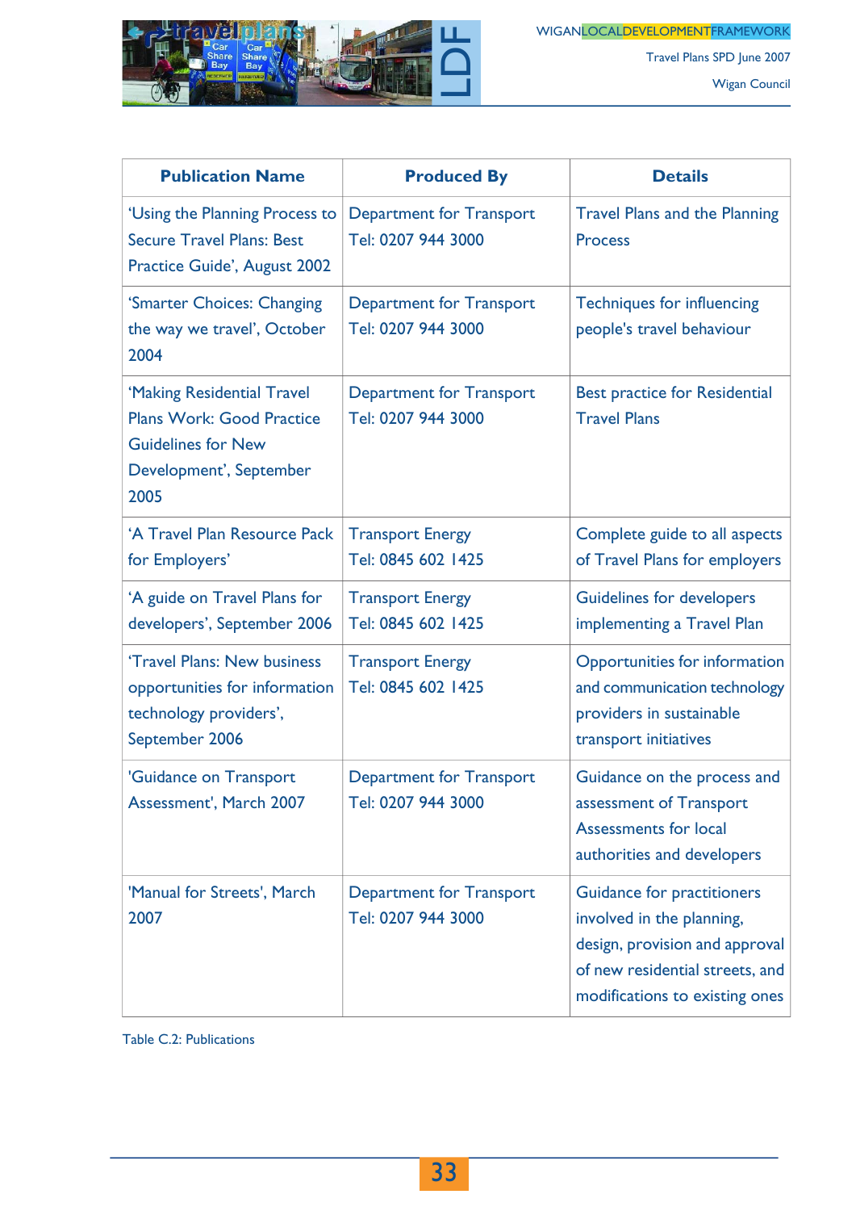| Publication Name | Produced By | Details |
|---|---|---|
| 'Using the Planning Process to Secure Travel Plans: Best Practice Guide', August 2002 | Department for Transport Tel: 0207 944 3000 | Travel Plans and the Planning Process |
| 'Smarter Choices: Changing the way we travel', October 2004 | Department for Transport Tel: 0207 944 3000 | Techniques for influencing people's travel behaviour |
| 'Making Residential Travel Plans Work: Good Practice Guidelines for New Development', September 2005 | Department for Transport Tel: 0207 944 3000 | Best practice for Residential Travel Plans |
| 'A Travel Plan Resource Pack for Employers' | Transport Energy Tel: 0845 602 1425 | Complete guide to all aspects of Travel Plans for employers |
| 'A guide on Travel Plans for developers', September 2006 | Transport Energy Tel: 0845 602 1425 | Guidelines for developers implementing a Travel Plan |
| 'Travel Plans: New business opportunities for information technology providers', September 2006 | Transport Energy Tel: 0845 602 1425 | Opportunities for information and communication technology providers in sustainable transport initiatives |
| 'Guidance on Transport Assessment', March 2007 | Department for Transport Tel: 0207 944 3000 | Guidance on the process and assessment of Transport Assessments for local authorities and developers |
| 'Manual for Streets', March 2007 | Department for Transport Tel: 0207 944 3000 | Guidance for practitioners involved in the planning, design, provision and approval of new residential streets, and modifications to existing ones |

Table C.2: Publications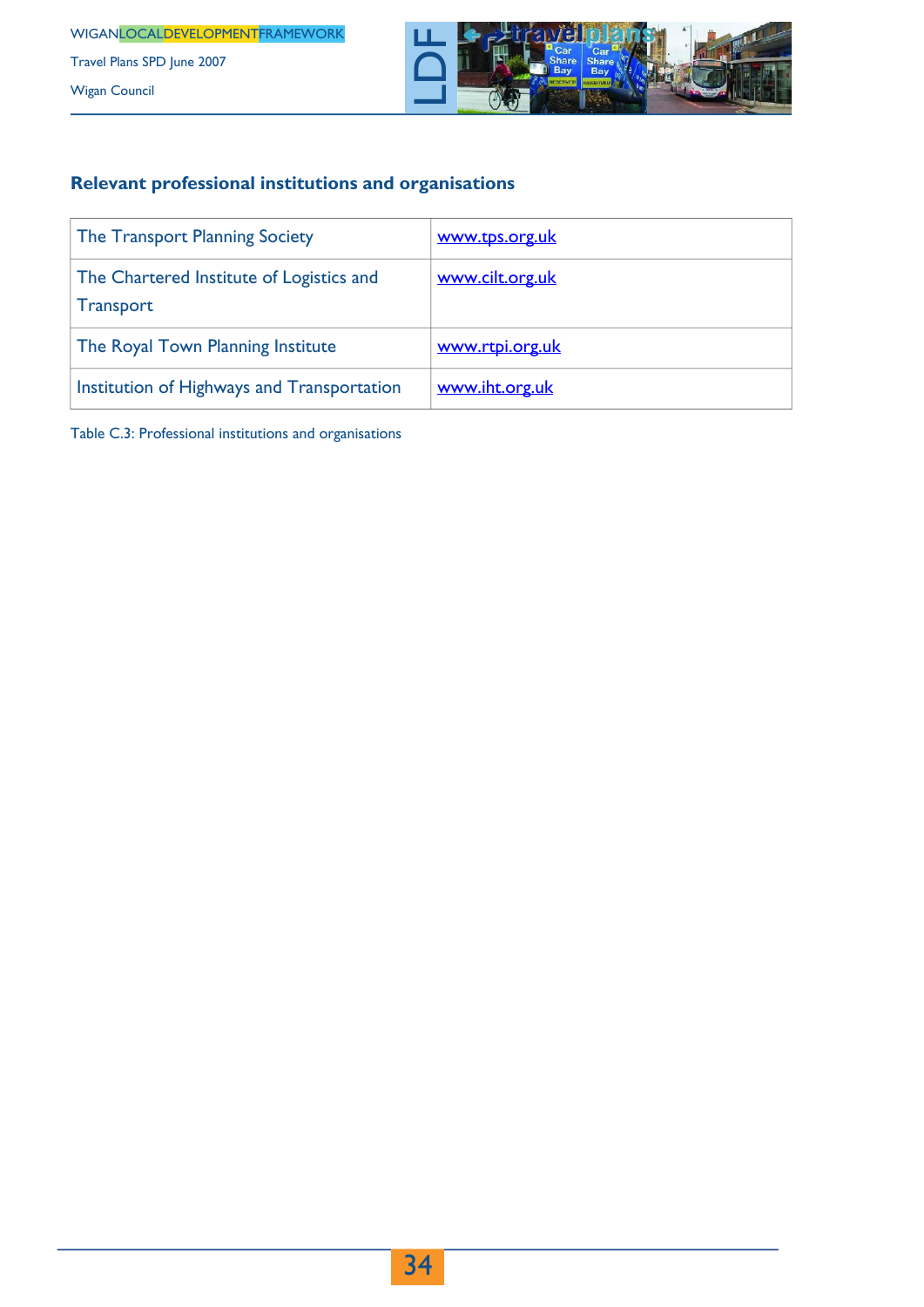## Relevant professional institutions and organisations

| | |
|---|---|
| The Transport Planning Society | www.tps.org.uk |
| The Chartered Institute of Logistics and Transport | www.cilt.org.uk |
| The Royal Town Planning Institute | www.rtpi.org.uk |
| Institution of Highways and Transportation | www.iht.org.uk |

Table C.3: Professional institutions and organisations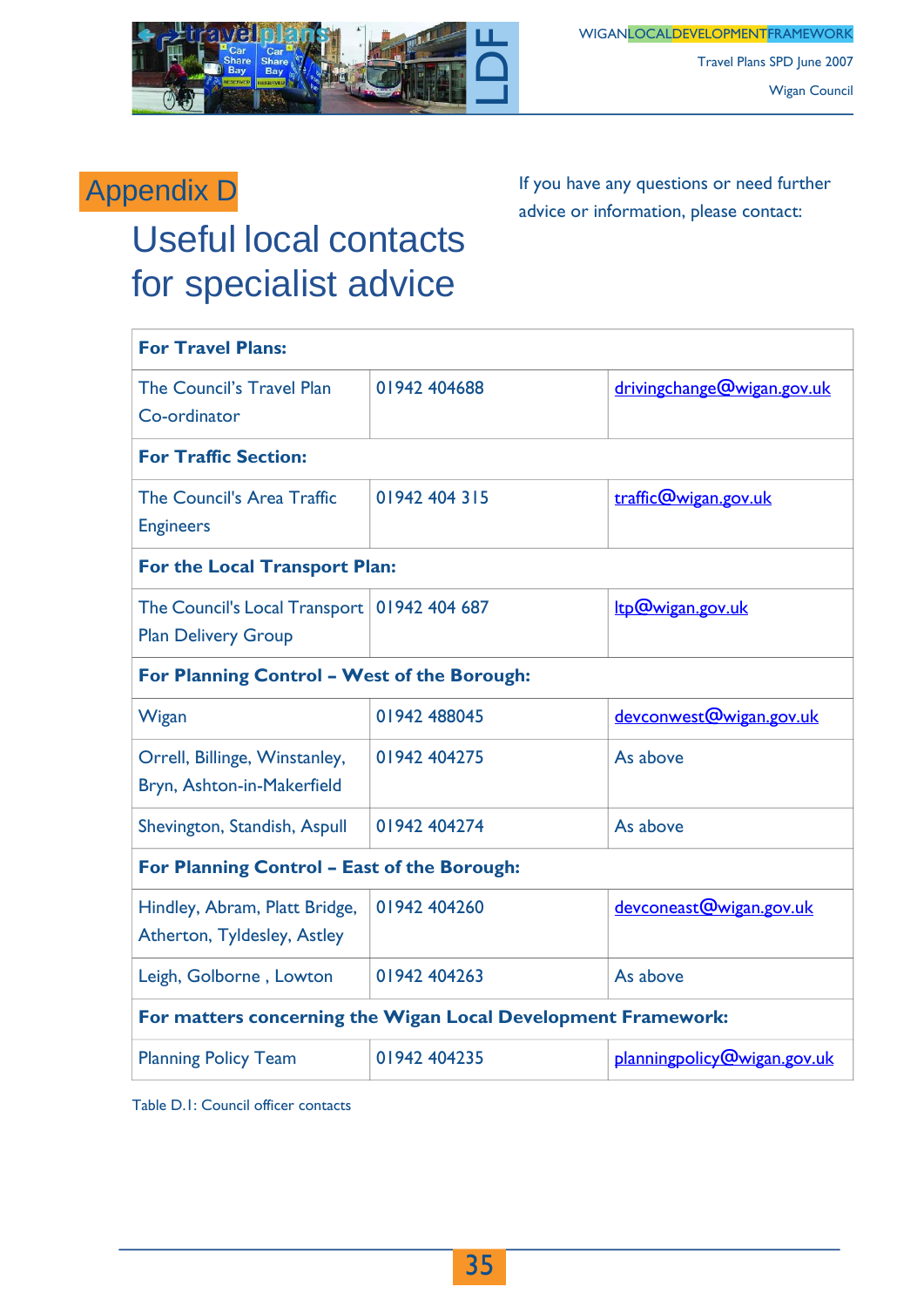# Appendix D

## Useful local contacts for specialist advice

If you have any questions or need further advice or information, please contact:

| | | |
|---|---|---|
| **For Travel Plans:** | | |
| The Council's Travel Plan Co-ordinator | 01942 404688 | drivingchange@wigan.gov.uk |
| **For Traffic Section:** | | |
| The Council's Area Traffic Engineers | 01942 404 315 | traffic@wigan.gov.uk |
| **For the Local Transport Plan:** | | |
| The Council's Local Transport Plan Delivery Group | 01942 404 687 | ltp@wigan.gov.uk |
| **For Planning Control – West of the Borough:** | | |
| Wigan | 01942 488045 | devconwest@wigan.gov.uk |
| Orrell, Billinge, Winstanley, Bryn, Ashton-in-Makerfield | 01942 404275 | As above |
| Shevington, Standish, Aspull | 01942 404274 | As above |
| **For Planning Control – East of the Borough:** | | |
| Hindley, Abram, Platt Bridge, Atherton, Tyldesley, Astley | 01942 404260 | devconeast@wigan.gov.uk |
| Leigh, Golborne , Lowton | 01942 404263 | As above |
| **For matters concerning the Wigan Local Development Framework:** | | |
| Planning Policy Team | 01942 404235 | planningpolicy@wigan.gov.uk |

Table D.1: Council officer contacts